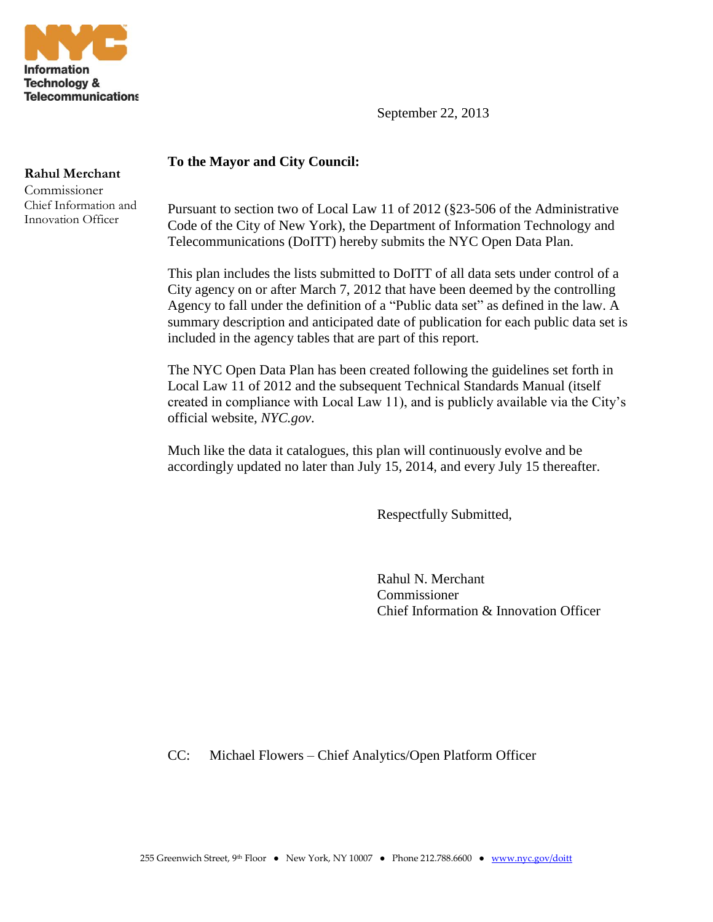NYC Information Technology & Telecommunications

September 22, 2013

**Rahul Merchant**
Commissioner
Chief Information and Innovation Officer

**To the Mayor and City Council:**

Pursuant to section two of Local Law 11 of 2012 (§23-506 of the Administrative Code of the City of New York), the Department of Information Technology and Telecommunications (DoITT) hereby submits the NYC Open Data Plan.

This plan includes the lists submitted to DoITT of all data sets under control of a City agency on or after March 7, 2012 that have been deemed by the controlling Agency to fall under the definition of a "Public data set" as defined in the law. A summary description and anticipated date of publication for each public data set is included in the agency tables that are part of this report.

The NYC Open Data Plan has been created following the guidelines set forth in Local Law 11 of 2012 and the subsequent Technical Standards Manual (itself created in compliance with Local Law 11), and is publicly available via the City's official website, *NYC.gov*.

Much like the data it catalogues, this plan will continuously evolve and be accordingly updated no later than July 15, 2014, and every July 15 thereafter.

Respectfully Submitted,

Rahul N. Merchant
Commissioner
Chief Information & Innovation Officer

CC: Michael Flowers – Chief Analytics/Open Platform Officer

255 Greenwich Street, 9th Floor • New York, NY 10007 • Phone 212.788.6600 • www.nyc.gov/doitt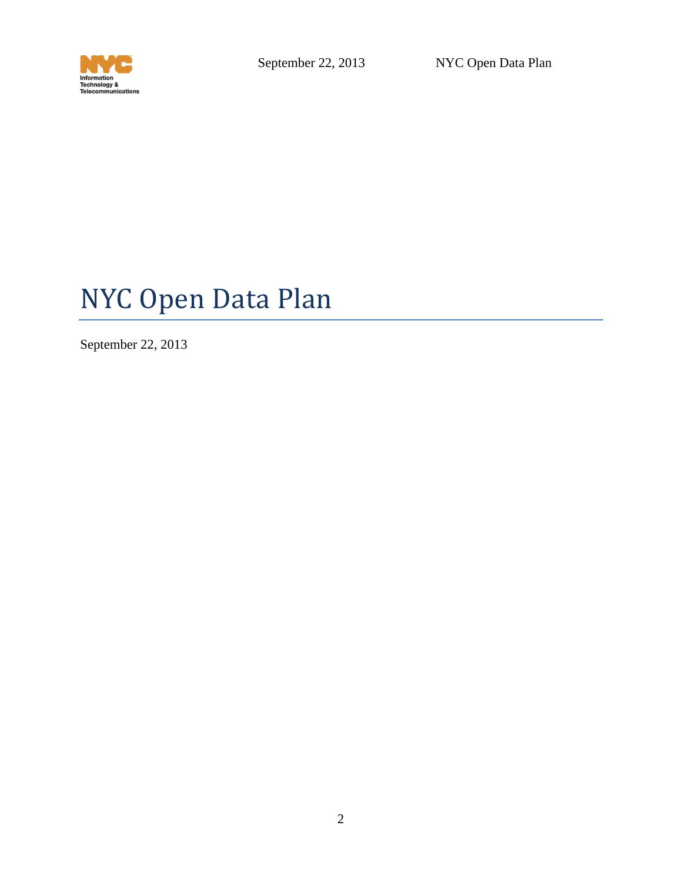# NYC Open Data Plan

September 22, 2013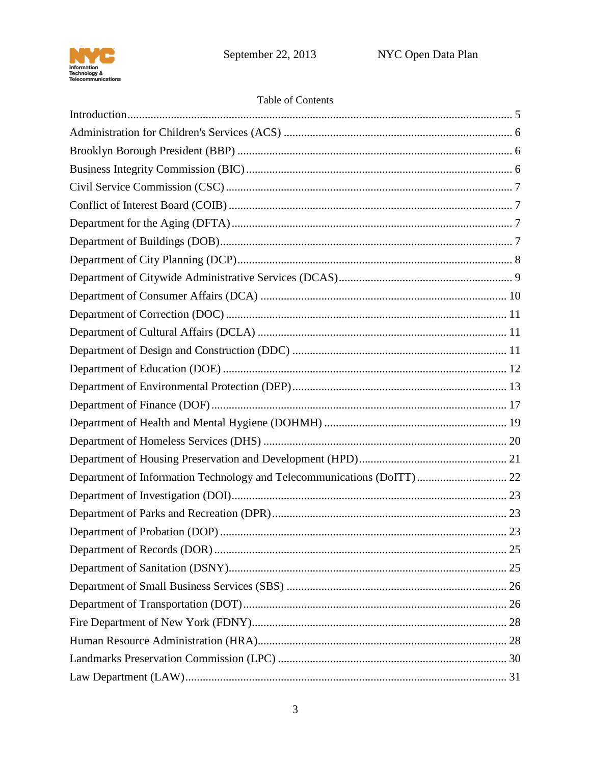Table of Contents

Introduction ... 5
Administration for Children's Services (ACS) ... 6
Brooklyn Borough President (BBP) ... 6
Business Integrity Commission (BIC) ... 6
Civil Service Commission (CSC) ... 7
Conflict of Interest Board (COIB) ... 7
Department for the Aging (DFTA) ... 7
Department of Buildings (DOB) ... 7
Department of City Planning (DCP) ... 8
Department of Citywide Administrative Services (DCAS) ... 9
Department of Consumer Affairs (DCA) ... 10
Department of Correction (DOC) ... 11
Department of Cultural Affairs (DCLA) ... 11
Department of Design and Construction (DDC) ... 11
Department of Education (DOE) ... 12
Department of Environmental Protection (DEP) ... 13
Department of Finance (DOF) ... 17
Department of Health and Mental Hygiene (DOHMH) ... 19
Department of Homeless Services (DHS) ... 20
Department of Housing Preservation and Development (HPD) ... 21
Department of Information Technology and Telecommunications (DoITT) ... 22
Department of Investigation (DOI) ... 23
Department of Parks and Recreation (DPR) ... 23
Department of Probation (DOP) ... 23
Department of Records (DOR) ... 25
Department of Sanitation (DSNY) ... 25
Department of Small Business Services (SBS) ... 26
Department of Transportation (DOT) ... 26
Fire Department of New York (FDNY) ... 28
Human Resource Administration (HRA) ... 28
Landmarks Preservation Commission (LPC) ... 30
Law Department (LAW) ... 31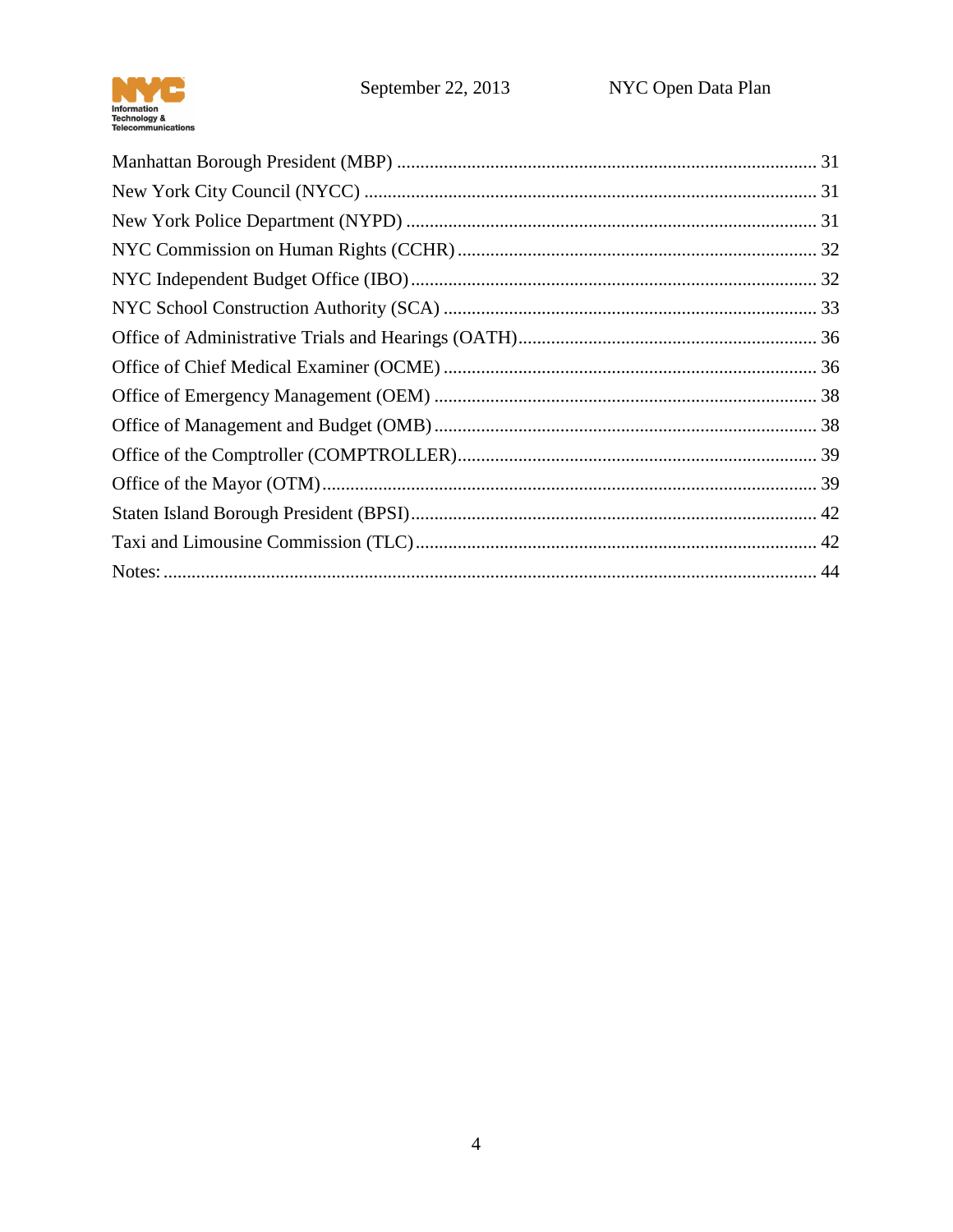Manhattan Borough President (MBP) ........................................................................................ 31
New York City Council (NYCC) ............................................................................................. 31
New York Police Department (NYPD) .................................................................................... 31
NYC Commission on Human Rights (CCHR) .......................................................................... 32
NYC Independent Budget Office (IBO) ..................................................................................... 32
NYC School Construction Authority (SCA) ............................................................................. 33
Office of Administrative Trials and Hearings (OATH) .............................................................. 36
Office of Chief Medical Examiner (OCME) ............................................................................. 36
Office of Emergency Management (OEM) ............................................................................... 38
Office of Management and Budget (OMB) ............................................................................... 38
Office of the Comptroller (COMPTROLLER) ........................................................................... 39
Office of the Mayor (OTM) ........................................................................................................ 39
Staten Island Borough President (BPSI) ..................................................................................... 42
Taxi and Limousine Commission (TLC) .................................................................................... 42
Notes: ........................................................................................................................................ 44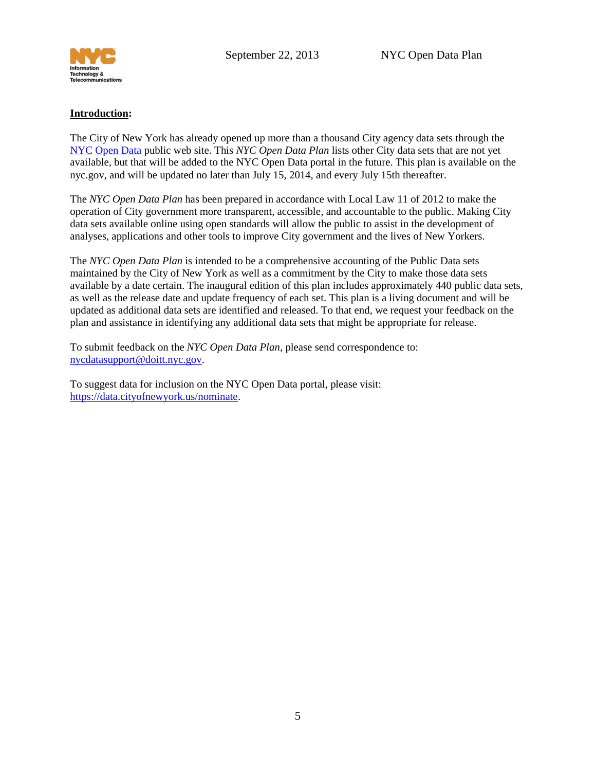**Introduction:**

The City of New York has already opened up more than a thousand City agency data sets through the [NYC Open Data](NYC Open Data) public web site. This *NYC Open Data Plan* lists other City data sets that are not yet available, but that will be added to the NYC Open Data portal in the future. This plan is available on the nyc.gov, and will be updated no later than July 15, 2014, and every July 15th thereafter.

The *NYC Open Data Plan* has been prepared in accordance with Local Law 11 of 2012 to make the operation of City government more transparent, accessible, and accountable to the public. Making City data sets available online using open standards will allow the public to assist in the development of analyses, applications and other tools to improve City government and the lives of New Yorkers.

The *NYC Open Data Plan* is intended to be a comprehensive accounting of the Public Data sets maintained by the City of New York as well as a commitment by the City to make those data sets available by a date certain. The inaugural edition of this plan includes approximately 440 public data sets, as well as the release date and update frequency of each set. This plan is a living document and will be updated as additional data sets are identified and released. To that end, we request your feedback on the plan and assistance in identifying any additional data sets that might be appropriate for release.

To submit feedback on the *NYC Open Data Plan*, please send correspondence to: nycdatasupport@doitt.nyc.gov.

To suggest data for inclusion on the NYC Open Data portal, please visit: https://data.cityofnewyork.us/nominate.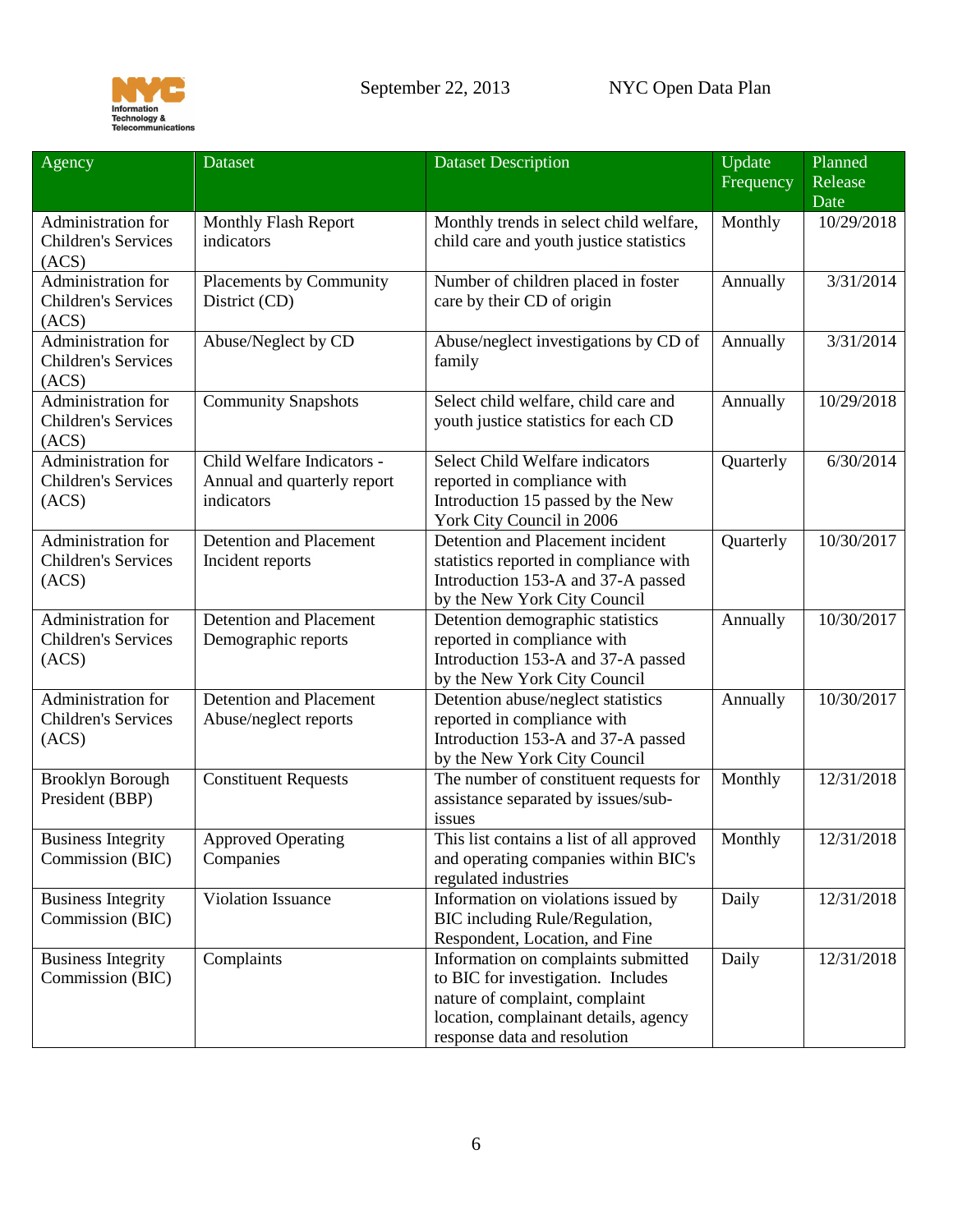| Agency | Dataset | Dataset Description | Update Frequency | Planned Release Date |
|---|---|---|---|---|
| Administration for Children's Services (ACS) | Monthly Flash Report indicators | Monthly trends in select child welfare, child care and youth justice statistics | Monthly | 10/29/2018 |
| Administration for Children's Services (ACS) | Placements by Community District (CD) | Number of children placed in foster care by their CD of origin | Annually | 3/31/2014 |
| Administration for Children's Services (ACS) | Abuse/Neglect by CD | Abuse/neglect investigations by CD of family | Annually | 3/31/2014 |
| Administration for Children's Services (ACS) | Community Snapshots | Select child welfare, child care and youth justice statistics for each CD | Annually | 10/29/2018 |
| Administration for Children's Services (ACS) | Child Welfare Indicators - Annual and quarterly report indicators | Select Child Welfare indicators reported in compliance with Introduction 15 passed by the New York City Council in 2006 | Quarterly | 6/30/2014 |
| Administration for Children's Services (ACS) | Detention and Placement Incident reports | Detention and Placement incident statistics reported in compliance with Introduction 153-A and 37-A passed by the New York City Council | Quarterly | 10/30/2017 |
| Administration for Children's Services (ACS) | Detention and Placement Demographic reports | Detention demographic statistics reported in compliance with Introduction 153-A and 37-A passed by the New York City Council | Annually | 10/30/2017 |
| Administration for Children's Services (ACS) | Detention and Placement Abuse/neglect reports | Detention abuse/neglect statistics reported in compliance with Introduction 153-A and 37-A passed by the New York City Council | Annually | 10/30/2017 |
| Brooklyn Borough President (BBP) | Constituent Requests | The number of constituent requests for assistance separated by issues/sub-issues | Monthly | 12/31/2018 |
| Business Integrity Commission (BIC) | Approved Operating Companies | This list contains a list of all approved and operating companies within BIC's regulated industries | Monthly | 12/31/2018 |
| Business Integrity Commission (BIC) | Violation Issuance | Information on violations issued by BIC including Rule/Regulation, Respondent, Location, and Fine | Daily | 12/31/2018 |
| Business Integrity Commission (BIC) | Complaints | Information on complaints submitted to BIC for investigation. Includes nature of complaint, complaint location, complainant details, agency response data and resolution | Daily | 12/31/2018 |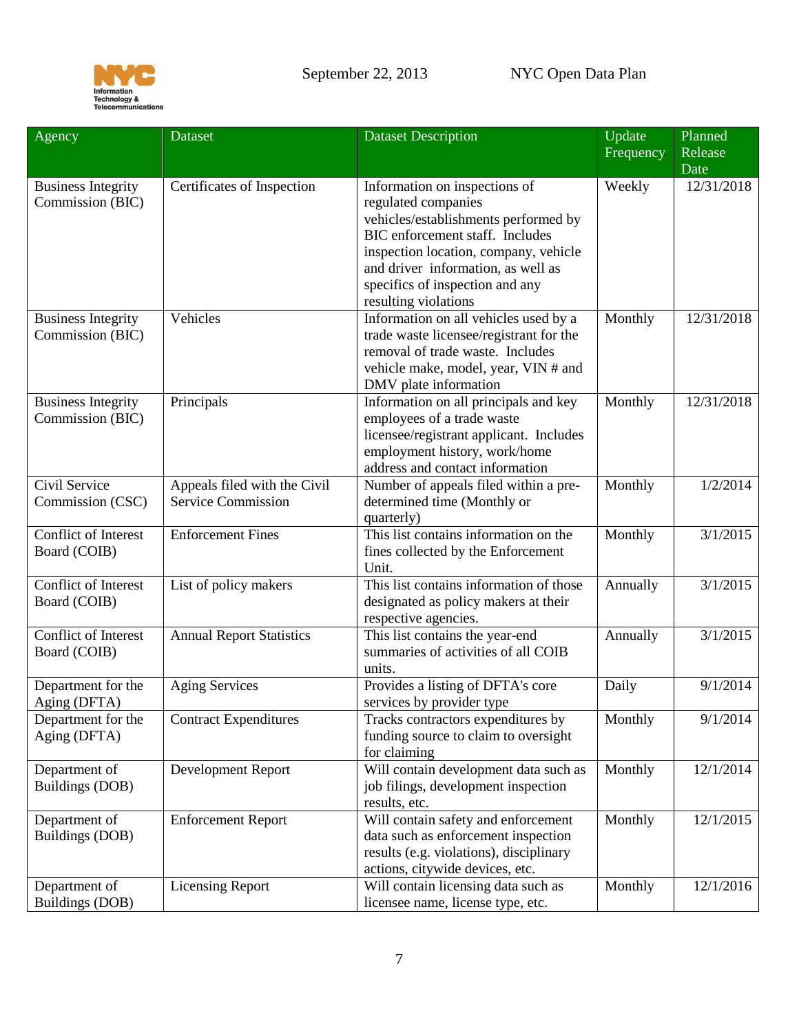| Agency | Dataset | Dataset Description | Update Frequency | Planned Release Date |
|---|---|---|---|---|
| Business Integrity Commission (BIC) | Certificates of Inspection | Information on inspections of regulated companies vehicles/establishments performed by BIC enforcement staff. Includes inspection location, company, vehicle and driver information, as well as specifics of inspection and any resulting violations | Weekly | 12/31/2018 |
| Business Integrity Commission (BIC) | Vehicles | Information on all vehicles used by a trade waste licensee/registrant for the removal of trade waste. Includes vehicle make, model, year, VIN # and DMV plate information | Monthly | 12/31/2018 |
| Business Integrity Commission (BIC) | Principals | Information on all principals and key employees of a trade waste licensee/registrant applicant. Includes employment history, work/home address and contact information | Monthly | 12/31/2018 |
| Civil Service Commission (CSC) | Appeals filed with the Civil Service Commission | Number of appeals filed within a pre-determined time (Monthly or quarterly) | Monthly | 1/2/2014 |
| Conflict of Interest Board (COIB) | Enforcement Fines | This list contains information on the fines collected by the Enforcement Unit. | Monthly | 3/1/2015 |
| Conflict of Interest Board (COIB) | List of policy makers | This list contains information of those designated as policy makers at their respective agencies. | Annually | 3/1/2015 |
| Conflict of Interest Board (COIB) | Annual Report Statistics | This list contains the year-end summaries of activities of all COIB units. | Annually | 3/1/2015 |
| Department for the Aging (DFTA) | Aging Services | Provides a listing of DFTA's core services by provider type | Daily | 9/1/2014 |
| Department for the Aging (DFTA) | Contract Expenditures | Tracks contractors expenditures by funding source to claim to oversight for claiming | Monthly | 9/1/2014 |
| Department of Buildings (DOB) | Development Report | Will contain development data such as job filings, development inspection results, etc. | Monthly | 12/1/2014 |
| Department of Buildings (DOB) | Enforcement Report | Will contain safety and enforcement data such as enforcement inspection results (e.g. violations), disciplinary actions, citywide devices, etc. | Monthly | 12/1/2015 |
| Department of Buildings (DOB) | Licensing Report | Will contain licensing data such as licensee name, license type, etc. | Monthly | 12/1/2016 |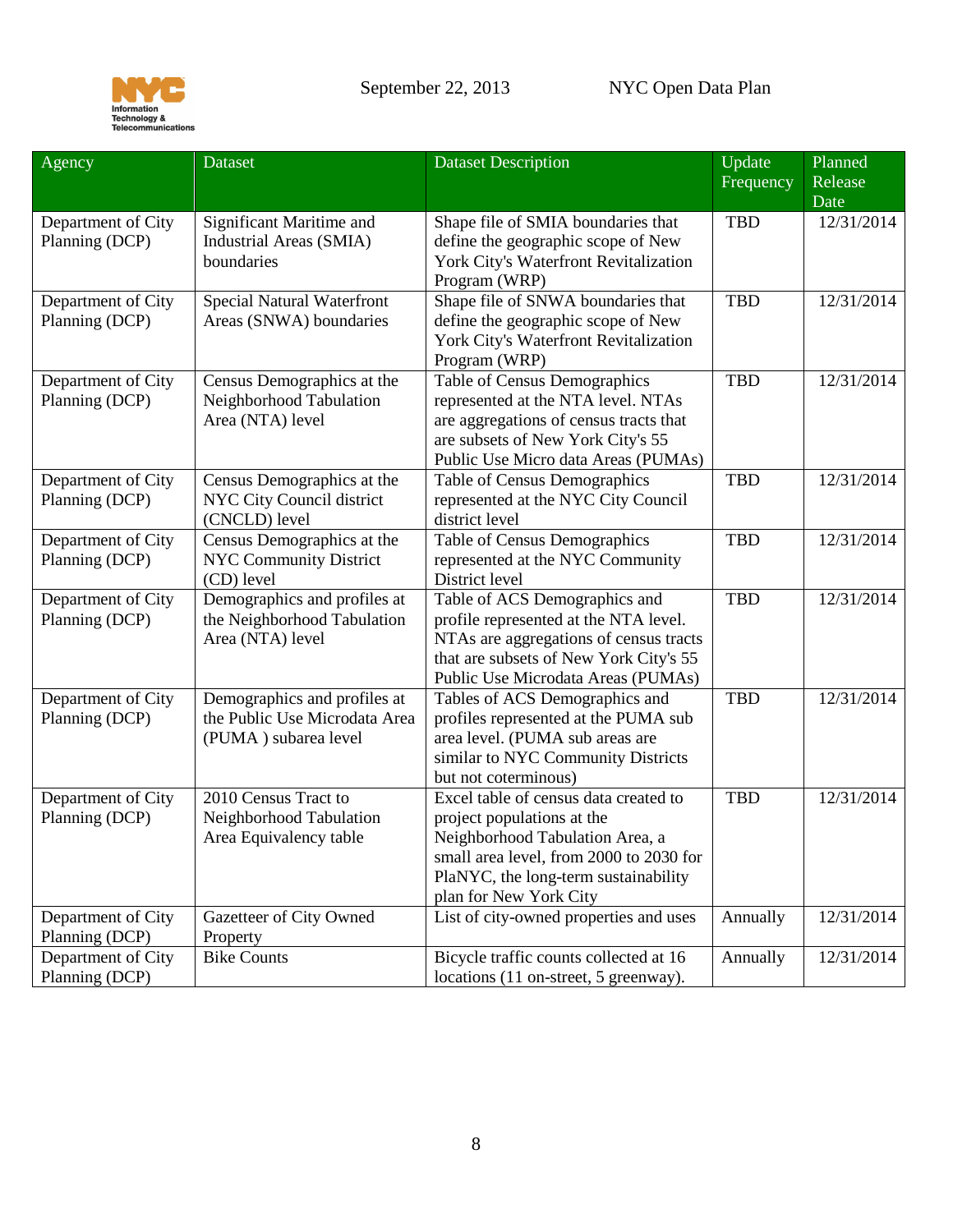| Agency | Dataset | Dataset Description | Update Frequency | Planned Release Date |
|---|---|---|---|---|
| Department of City Planning (DCP) | Significant Maritime and Industrial Areas (SMIA) boundaries | Shape file of SMIA boundaries that define the geographic scope of New York City's Waterfront Revitalization Program (WRP) | TBD | 12/31/2014 |
| Department of City Planning (DCP) | Special Natural Waterfront Areas (SNWA) boundaries | Shape file of SNWA boundaries that define the geographic scope of New York City's Waterfront Revitalization Program (WRP) | TBD | 12/31/2014 |
| Department of City Planning (DCP) | Census Demographics at the Neighborhood Tabulation Area (NTA) level | Table of Census Demographics represented at the NTA level. NTAs are aggregations of census tracts that are subsets of New York City's 55 Public Use Micro data Areas (PUMAs) | TBD | 12/31/2014 |
| Department of City Planning (DCP) | Census Demographics at the NYC City Council district (CNCLD) level | Table of Census Demographics represented at the NYC City Council district level | TBD | 12/31/2014 |
| Department of City Planning (DCP) | Census Demographics at the NYC Community District (CD) level | Table of Census Demographics represented at the NYC Community District level | TBD | 12/31/2014 |
| Department of City Planning (DCP) | Demographics and profiles at the Neighborhood Tabulation Area (NTA) level | Table of ACS Demographics and profile represented at the NTA level. NTAs are aggregations of census tracts that are subsets of New York City's 55 Public Use Microdata Areas (PUMAs) | TBD | 12/31/2014 |
| Department of City Planning (DCP) | Demographics and profiles at the Public Use Microdata Area (PUMA ) subarea level | Tables of ACS Demographics and profiles represented at the PUMA sub area level. (PUMA sub areas are similar to NYC Community Districts but not coterminous) | TBD | 12/31/2014 |
| Department of City Planning (DCP) | 2010 Census Tract to Neighborhood Tabulation Area Equivalency table | Excel table of census data created to project populations at the Neighborhood Tabulation Area, a small area level, from 2000 to 2030 for PlaNYC, the long-term sustainability plan for New York City | TBD | 12/31/2014 |
| Department of City Planning (DCP) | Gazetteer of City Owned Property | List of city-owned properties and uses | Annually | 12/31/2014 |
| Department of City Planning (DCP) | Bike Counts | Bicycle traffic counts collected at 16 locations (11 on-street, 5 greenway). | Annually | 12/31/2014 |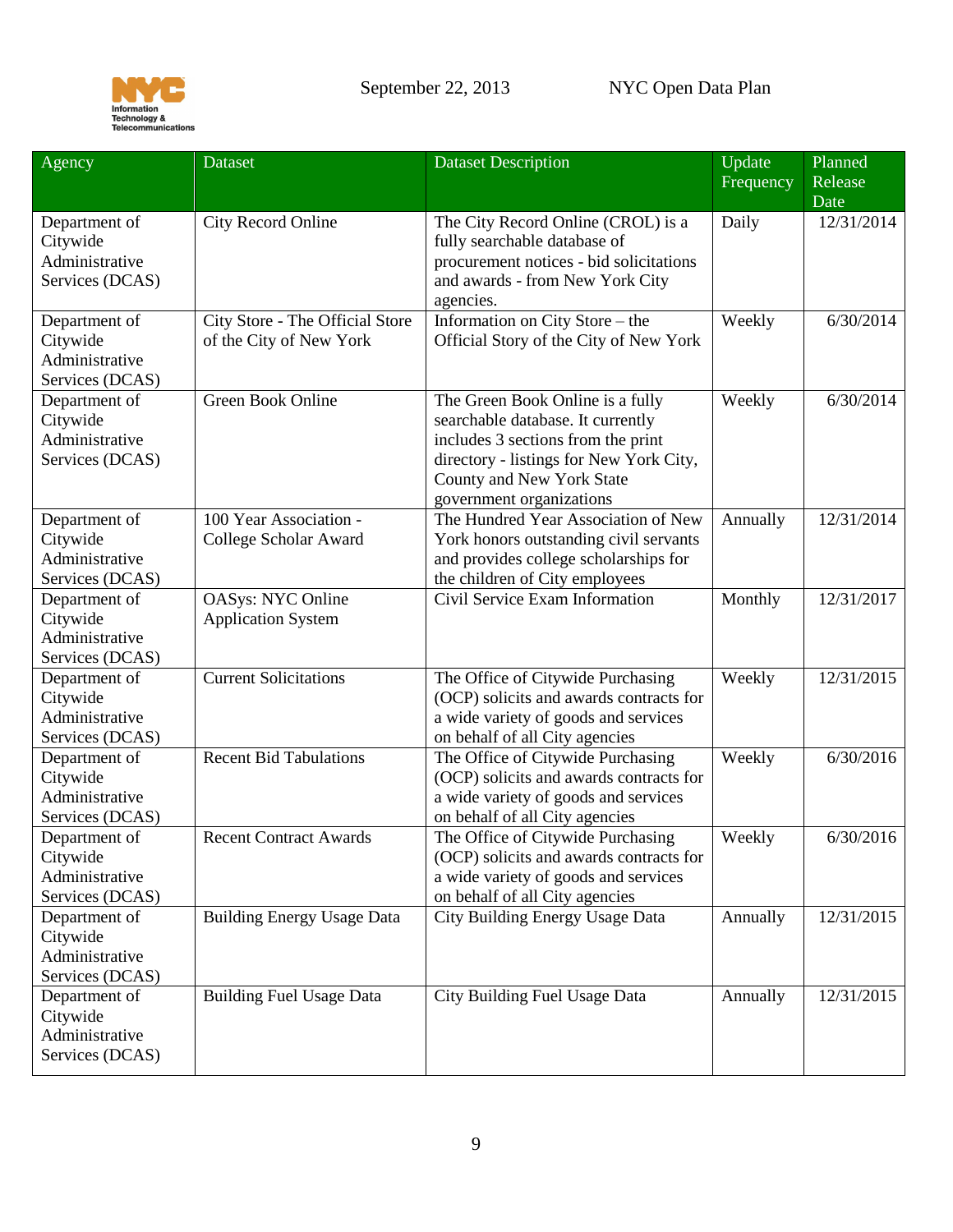| Agency | Dataset | Dataset Description | Update Frequency | Planned Release Date |
|---|---|---|---|---|
| Department of Citywide Administrative Services (DCAS) | City Record Online | The City Record Online (CROL) is a fully searchable database of procurement notices - bid solicitations and awards - from New York City agencies. | Daily | 12/31/2014 |
| Department of Citywide Administrative Services (DCAS) | City Store - The Official Store of the City of New York | Information on City Store – the Official Story of the City of New York | Weekly | 6/30/2014 |
| Department of Citywide Administrative Services (DCAS) | Green Book Online | The Green Book Online is a fully searchable database. It currently includes 3 sections from the print directory - listings for New York City, County and New York State government organizations | Weekly | 6/30/2014 |
| Department of Citywide Administrative Services (DCAS) | 100 Year Association - College Scholar Award | The Hundred Year Association of New York honors outstanding civil servants and provides college scholarships for the children of City employees | Annually | 12/31/2014 |
| Department of Citywide Administrative Services (DCAS) | OASys: NYC Online Application System | Civil Service Exam Information | Monthly | 12/31/2017 |
| Department of Citywide Administrative Services (DCAS) | Current Solicitations | The Office of Citywide Purchasing (OCP) solicits and awards contracts for a wide variety of goods and services on behalf of all City agencies | Weekly | 12/31/2015 |
| Department of Citywide Administrative Services (DCAS) | Recent Bid Tabulations | The Office of Citywide Purchasing (OCP) solicits and awards contracts for a wide variety of goods and services on behalf of all City agencies | Weekly | 6/30/2016 |
| Department of Citywide Administrative Services (DCAS) | Recent Contract Awards | The Office of Citywide Purchasing (OCP) solicits and awards contracts for a wide variety of goods and services on behalf of all City agencies | Weekly | 6/30/2016 |
| Department of Citywide Administrative Services (DCAS) | Building Energy Usage Data | City Building Energy Usage Data | Annually | 12/31/2015 |
| Department of Citywide Administrative Services (DCAS) | Building Fuel Usage Data | City Building Fuel Usage Data | Annually | 12/31/2015 |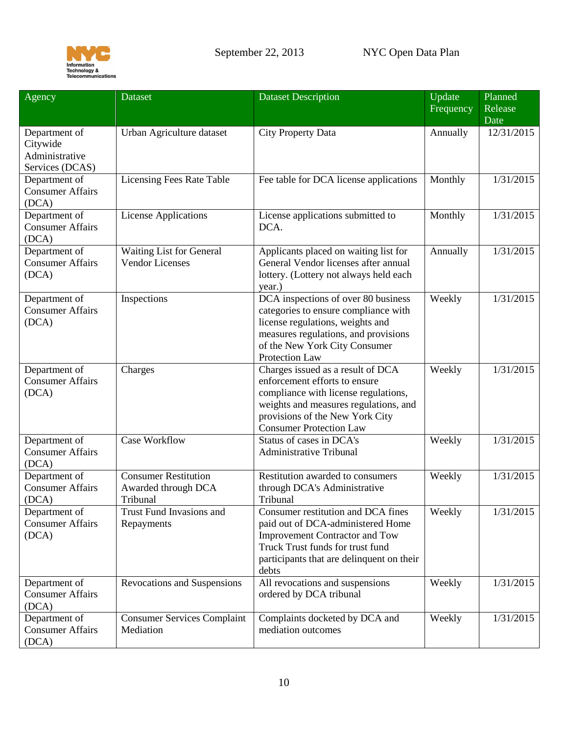| Agency | Dataset | Dataset Description | Update Frequency | Planned Release Date |
|---|---|---|---|---|
| Department of Citywide Administrative Services (DCAS) | Urban Agriculture dataset | City Property Data | Annually | 12/31/2015 |
| Department of Consumer Affairs (DCA) | Licensing Fees Rate Table | Fee table for DCA license applications | Monthly | 1/31/2015 |
| Department of Consumer Affairs (DCA) | License Applications | License applications submitted to DCA. | Monthly | 1/31/2015 |
| Department of Consumer Affairs (DCA) | Waiting List for General Vendor Licenses | Applicants placed on waiting list for General Vendor licenses after annual lottery. (Lottery not always held each year.) | Annually | 1/31/2015 |
| Department of Consumer Affairs (DCA) | Inspections | DCA inspections of over 80 business categories to ensure compliance with license regulations, weights and measures regulations, and provisions of the New York City Consumer Protection Law | Weekly | 1/31/2015 |
| Department of Consumer Affairs (DCA) | Charges | Charges issued as a result of DCA enforcement efforts to ensure compliance with license regulations, weights and measures regulations, and provisions of the New York City Consumer Protection Law | Weekly | 1/31/2015 |
| Department of Consumer Affairs (DCA) | Case Workflow | Status of cases in DCA's Administrative Tribunal | Weekly | 1/31/2015 |
| Department of Consumer Affairs (DCA) | Consumer Restitution Awarded through DCA Tribunal | Restitution awarded to consumers through DCA's Administrative Tribunal | Weekly | 1/31/2015 |
| Department of Consumer Affairs (DCA) | Trust Fund Invasions and Repayments | Consumer restitution and DCA fines paid out of DCA-administered Home Improvement Contractor and Tow Truck Trust funds for trust fund participants that are delinquent on their debts | Weekly | 1/31/2015 |
| Department of Consumer Affairs (DCA) | Revocations and Suspensions | All revocations and suspensions ordered by DCA tribunal | Weekly | 1/31/2015 |
| Department of Consumer Affairs (DCA) | Consumer Services Complaint Mediation | Complaints docketed by DCA and mediation outcomes | Weekly | 1/31/2015 |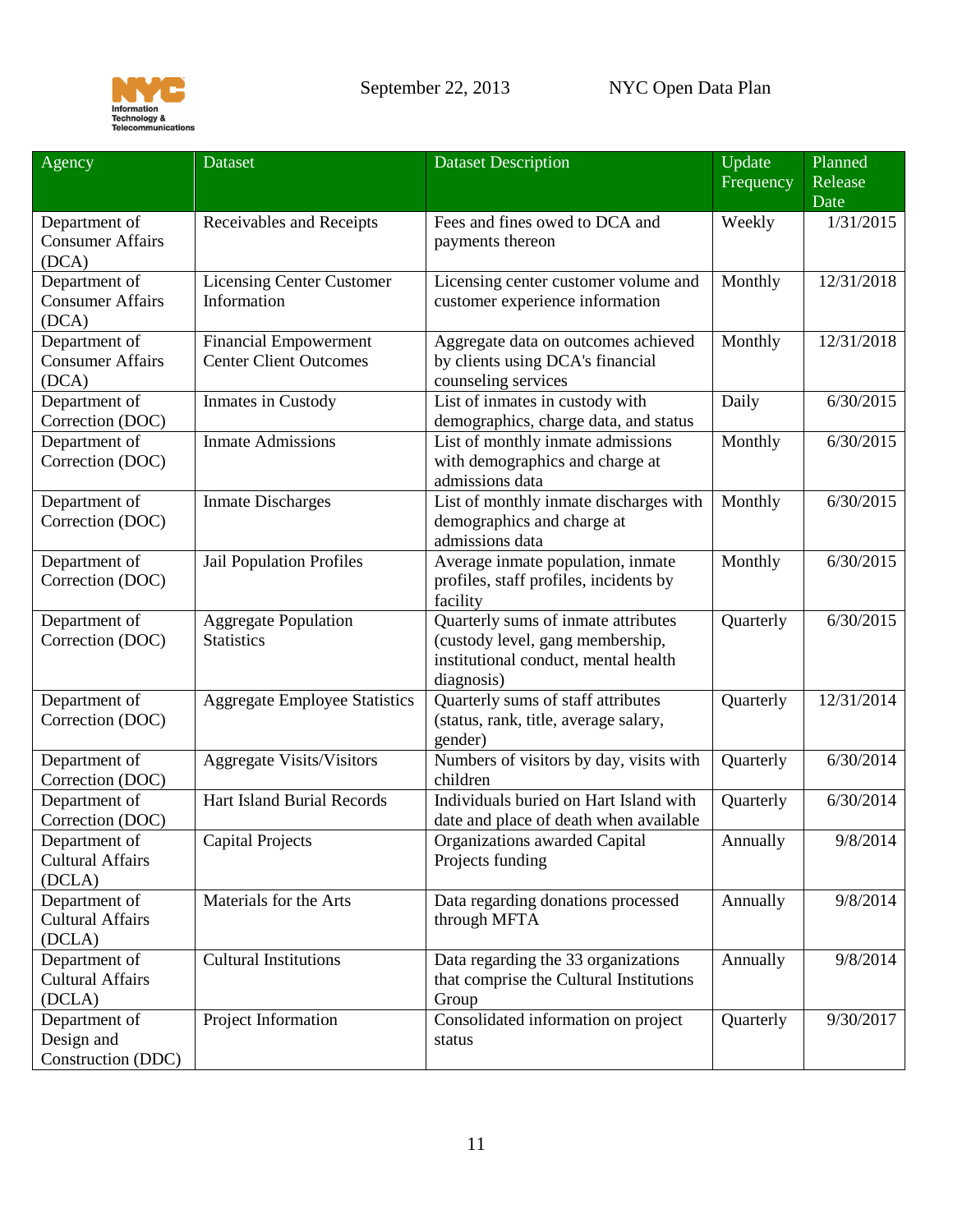| Agency | Dataset | Dataset Description | Update Frequency | Planned Release Date |
|---|---|---|---|---|
| Department of Consumer Affairs (DCA) | Receivables and Receipts | Fees and fines owed to DCA and payments thereon | Weekly | 1/31/2015 |
| Department of Consumer Affairs (DCA) | Licensing Center Customer Information | Licensing center customer volume and customer experience information | Monthly | 12/31/2018 |
| Department of Consumer Affairs (DCA) | Financial Empowerment Center Client Outcomes | Aggregate data on outcomes achieved by clients using DCA's financial counseling services | Monthly | 12/31/2018 |
| Department of Correction (DOC) | Inmates in Custody | List of inmates in custody with demographics, charge data, and status | Daily | 6/30/2015 |
| Department of Correction (DOC) | Inmate Admissions | List of monthly inmate admissions with demographics and charge at admissions data | Monthly | 6/30/2015 |
| Department of Correction (DOC) | Inmate Discharges | List of monthly inmate discharges with demographics and charge at admissions data | Monthly | 6/30/2015 |
| Department of Correction (DOC) | Jail Population Profiles | Average inmate population, inmate profiles, staff profiles, incidents by facility | Monthly | 6/30/2015 |
| Department of Correction (DOC) | Aggregate Population Statistics | Quarterly sums of inmate attributes (custody level, gang membership, institutional conduct, mental health diagnosis) | Quarterly | 6/30/2015 |
| Department of Correction (DOC) | Aggregate Employee Statistics | Quarterly sums of staff attributes (status, rank, title, average salary, gender) | Quarterly | 12/31/2014 |
| Department of Correction (DOC) | Aggregate Visits/Visitors | Numbers of visitors by day, visits with children | Quarterly | 6/30/2014 |
| Department of Correction (DOC) | Hart Island Burial Records | Individuals buried on Hart Island with date and place of death when available | Quarterly | 6/30/2014 |
| Department of Cultural Affairs (DCLA) | Capital Projects | Organizations awarded Capital Projects funding | Annually | 9/8/2014 |
| Department of Cultural Affairs (DCLA) | Materials for the Arts | Data regarding donations processed through MFTA | Annually | 9/8/2014 |
| Department of Cultural Affairs (DCLA) | Cultural Institutions | Data regarding the 33 organizations that comprise the Cultural Institutions Group | Annually | 9/8/2014 |
| Department of Design and Construction (DDC) | Project Information | Consolidated information on project status | Quarterly | 9/30/2017 |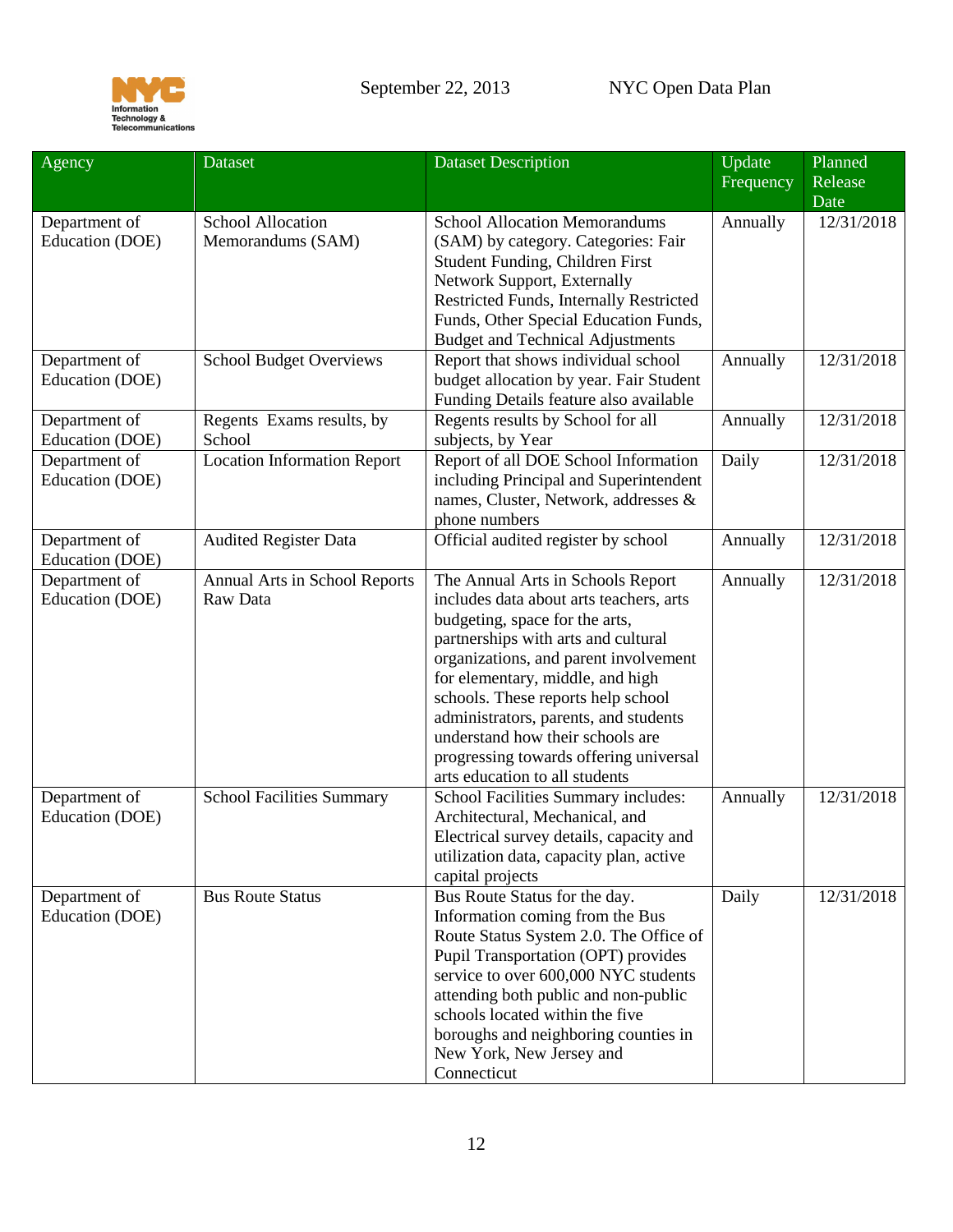| Agency | Dataset | Dataset Description | Update Frequency | Planned Release Date |
|---|---|---|---|---|
| Department of Education (DOE) | School Allocation Memorandums (SAM) | School Allocation Memorandums (SAM) by category. Categories: Fair Student Funding, Children First Network Support, Externally Restricted Funds, Internally Restricted Funds, Other Special Education Funds, Budget and Technical Adjustments | Annually | 12/31/2018 |
| Department of Education (DOE) | School Budget Overviews | Report that shows individual school budget allocation by year. Fair Student Funding Details feature also available | Annually | 12/31/2018 |
| Department of Education (DOE) | Regents Exams results, by School | Regents results by School for all subjects, by Year | Annually | 12/31/2018 |
| Department of Education (DOE) | Location Information Report | Report of all DOE School Information including Principal and Superintendent names, Cluster, Network, addresses & phone numbers | Daily | 12/31/2018 |
| Department of Education (DOE) | Audited Register Data | Official audited register by school | Annually | 12/31/2018 |
| Department of Education (DOE) | Annual Arts in School Reports Raw Data | The Annual Arts in Schools Report includes data about arts teachers, arts budgeting, space for the arts, partnerships with arts and cultural organizations, and parent involvement for elementary, middle, and high schools. These reports help school administrators, parents, and students understand how their schools are progressing towards offering universal arts education to all students | Annually | 12/31/2018 |
| Department of Education (DOE) | School Facilities Summary | School Facilities Summary includes: Architectural, Mechanical, and Electrical survey details, capacity and utilization data, capacity plan, active capital projects | Annually | 12/31/2018 |
| Department of Education (DOE) | Bus Route Status | Bus Route Status for the day. Information coming from the Bus Route Status System 2.0. The Office of Pupil Transportation (OPT) provides service to over 600,000 NYC students attending both public and non-public schools located within the five boroughs and neighboring counties in New York, New Jersey and Connecticut | Daily | 12/31/2018 |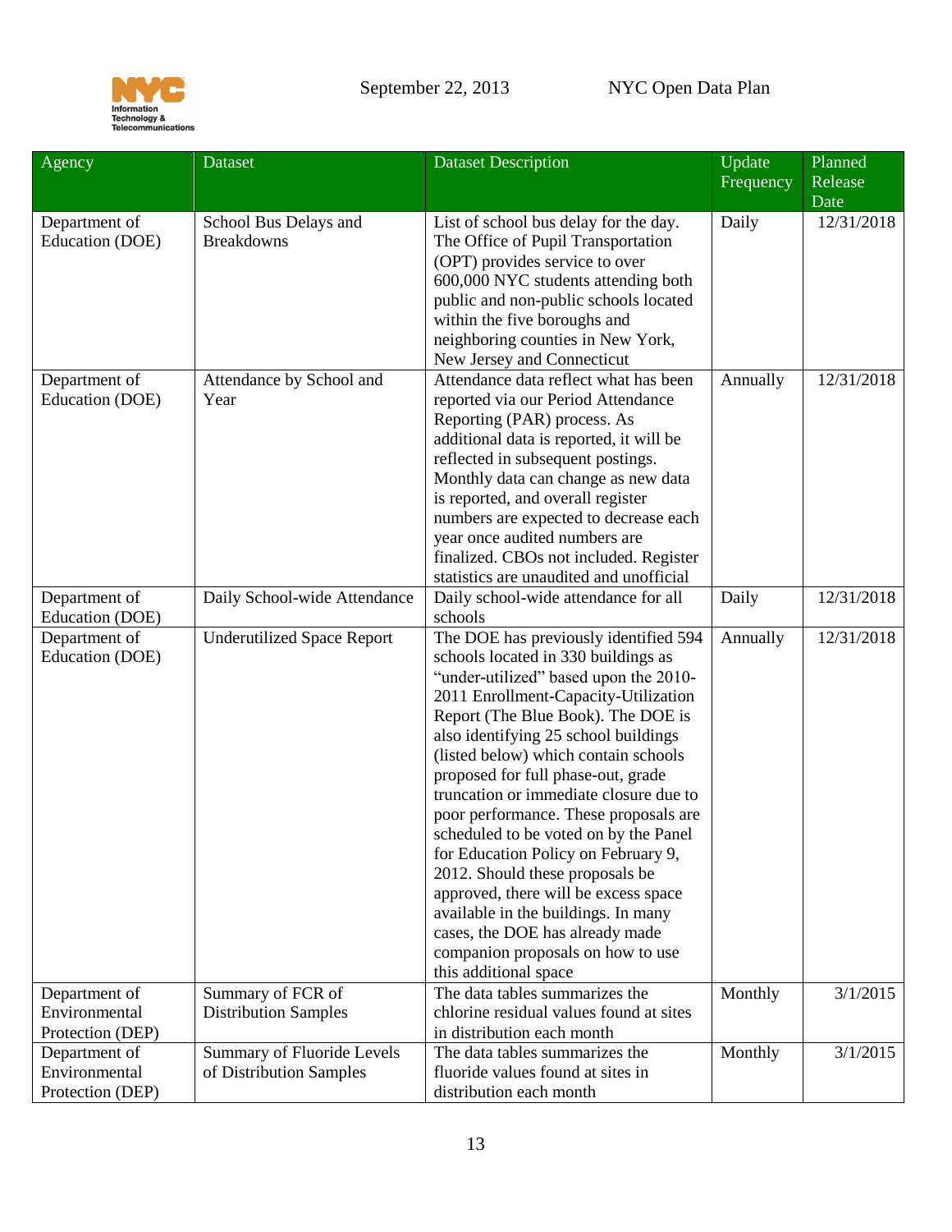| Agency | Dataset | Dataset Description | Update Frequency | Planned Release Date |
|---|---|---|---|---|
| Department of Education (DOE) | School Bus Delays and Breakdowns | List of school bus delay for the day. The Office of Pupil Transportation (OPT) provides service to over 600,000 NYC students attending both public and non-public schools located within the five boroughs and neighboring counties in New York, New Jersey and Connecticut | Daily | 12/31/2018 |
| Department of Education (DOE) | Attendance by School and Year | Attendance data reflect what has been reported via our Period Attendance Reporting (PAR) process. As additional data is reported, it will be reflected in subsequent postings. Monthly data can change as new data is reported, and overall register numbers are expected to decrease each year once audited numbers are finalized. CBOs not included. Register statistics are unaudited and unofficial | Annually | 12/31/2018 |
| Department of Education (DOE) | Daily School-wide Attendance | Daily school-wide attendance for all schools | Daily | 12/31/2018 |
| Department of Education (DOE) | Underutilized Space Report | The DOE has previously identified 594 schools located in 330 buildings as "under-utilized" based upon the 2010-2011 Enrollment-Capacity-Utilization Report (The Blue Book). The DOE is also identifying 25 school buildings (listed below) which contain schools proposed for full phase-out, grade truncation or immediate closure due to poor performance. These proposals are scheduled to be voted on by the Panel for Education Policy on February 9, 2012. Should these proposals be approved, there will be excess space available in the buildings. In many cases, the DOE has already made companion proposals on how to use this additional space | Annually | 12/31/2018 |
| Department of Environmental Protection (DEP) | Summary of FCR of Distribution Samples | The data tables summarizes the chlorine residual values found at sites in distribution each month | Monthly | 3/1/2015 |
| Department of Environmental Protection (DEP) | Summary of Fluoride Levels of Distribution Samples | The data tables summarizes the fluoride values found at sites in distribution each month | Monthly | 3/1/2015 |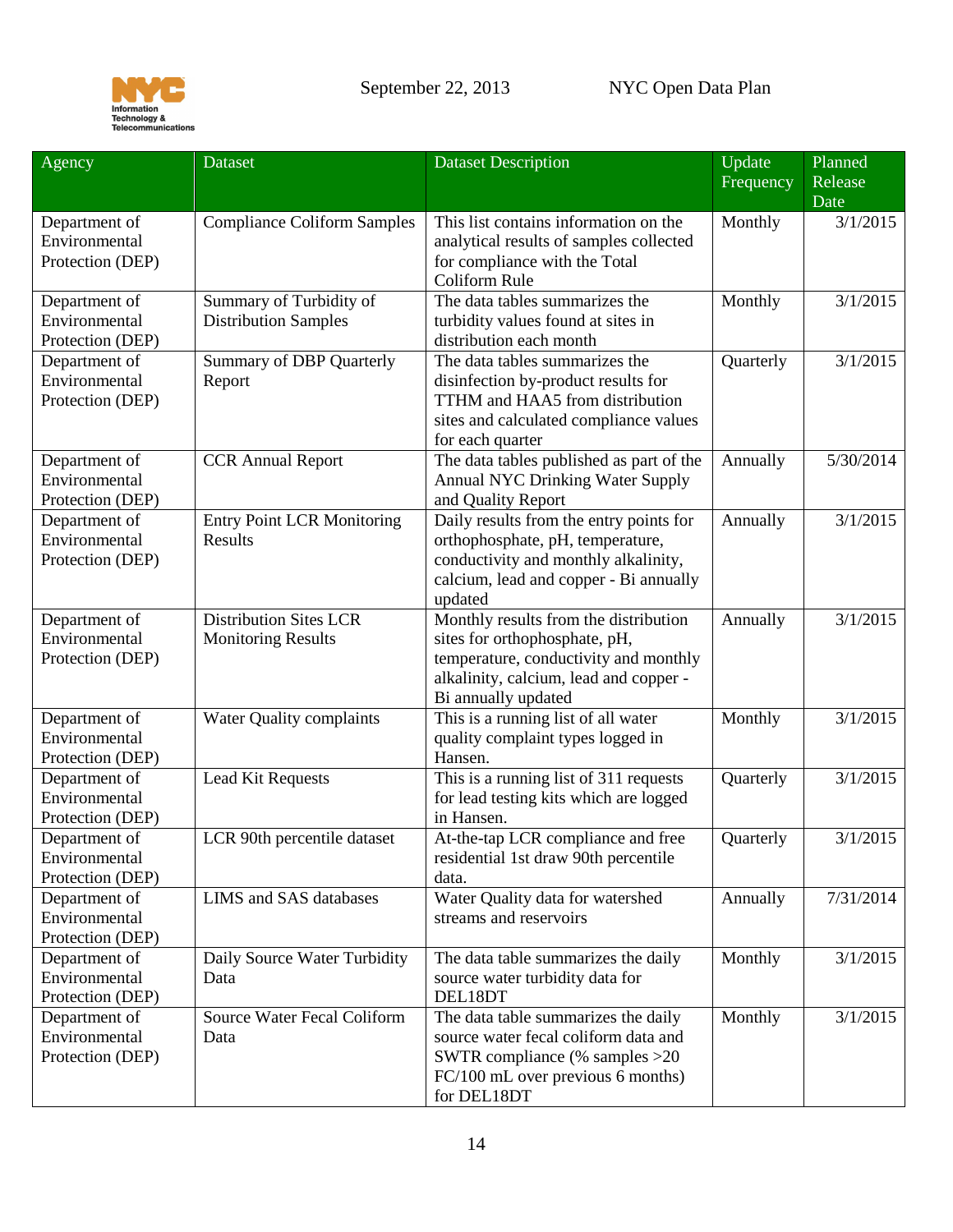| Agency | Dataset | Dataset Description | Update Frequency | Planned Release Date |
|---|---|---|---|---|
| Department of Environmental Protection (DEP) | Compliance Coliform Samples | This list contains information on the analytical results of samples collected for compliance with the Total Coliform Rule | Monthly | 3/1/2015 |
| Department of Environmental Protection (DEP) | Summary of Turbidity of Distribution Samples | The data tables summarizes the turbidity values found at sites in distribution each month | Monthly | 3/1/2015 |
| Department of Environmental Protection (DEP) | Summary of DBP Quarterly Report | The data tables summarizes the disinfection by-product results for TTHM and HAA5 from distribution sites and calculated compliance values for each quarter | Quarterly | 3/1/2015 |
| Department of Environmental Protection (DEP) | CCR Annual Report | The data tables published as part of the Annual NYC Drinking Water Supply and Quality Report | Annually | 5/30/2014 |
| Department of Environmental Protection (DEP) | Entry Point LCR Monitoring Results | Daily results from the entry points for orthophosphate, pH, temperature, conductivity and monthly alkalinity, calcium, lead and copper - Bi annually updated | Annually | 3/1/2015 |
| Department of Environmental Protection (DEP) | Distribution Sites LCR Monitoring Results | Monthly results from the distribution sites for orthophosphate, pH, temperature, conductivity and monthly alkalinity, calcium, lead and copper - Bi annually updated | Annually | 3/1/2015 |
| Department of Environmental Protection (DEP) | Water Quality complaints | This is a running list of all water quality complaint types logged in Hansen. | Monthly | 3/1/2015 |
| Department of Environmental Protection (DEP) | Lead Kit Requests | This is a running list of 311 requests for lead testing kits which are logged in Hansen. | Quarterly | 3/1/2015 |
| Department of Environmental Protection (DEP) | LCR 90th percentile dataset | At-the-tap LCR compliance and free residential 1st draw 90th percentile data. | Quarterly | 3/1/2015 |
| Department of Environmental Protection (DEP) | LIMS and SAS databases | Water Quality data for watershed streams and reservoirs | Annually | 7/31/2014 |
| Department of Environmental Protection (DEP) | Daily Source Water Turbidity Data | The data table summarizes the daily source water turbidity data for DEL18DT | Monthly | 3/1/2015 |
| Department of Environmental Protection (DEP) | Source Water Fecal Coliform Data | The data table summarizes the daily source water fecal coliform data and SWTR compliance (% samples >20 FC/100 mL over previous 6 months) for DEL18DT | Monthly | 3/1/2015 |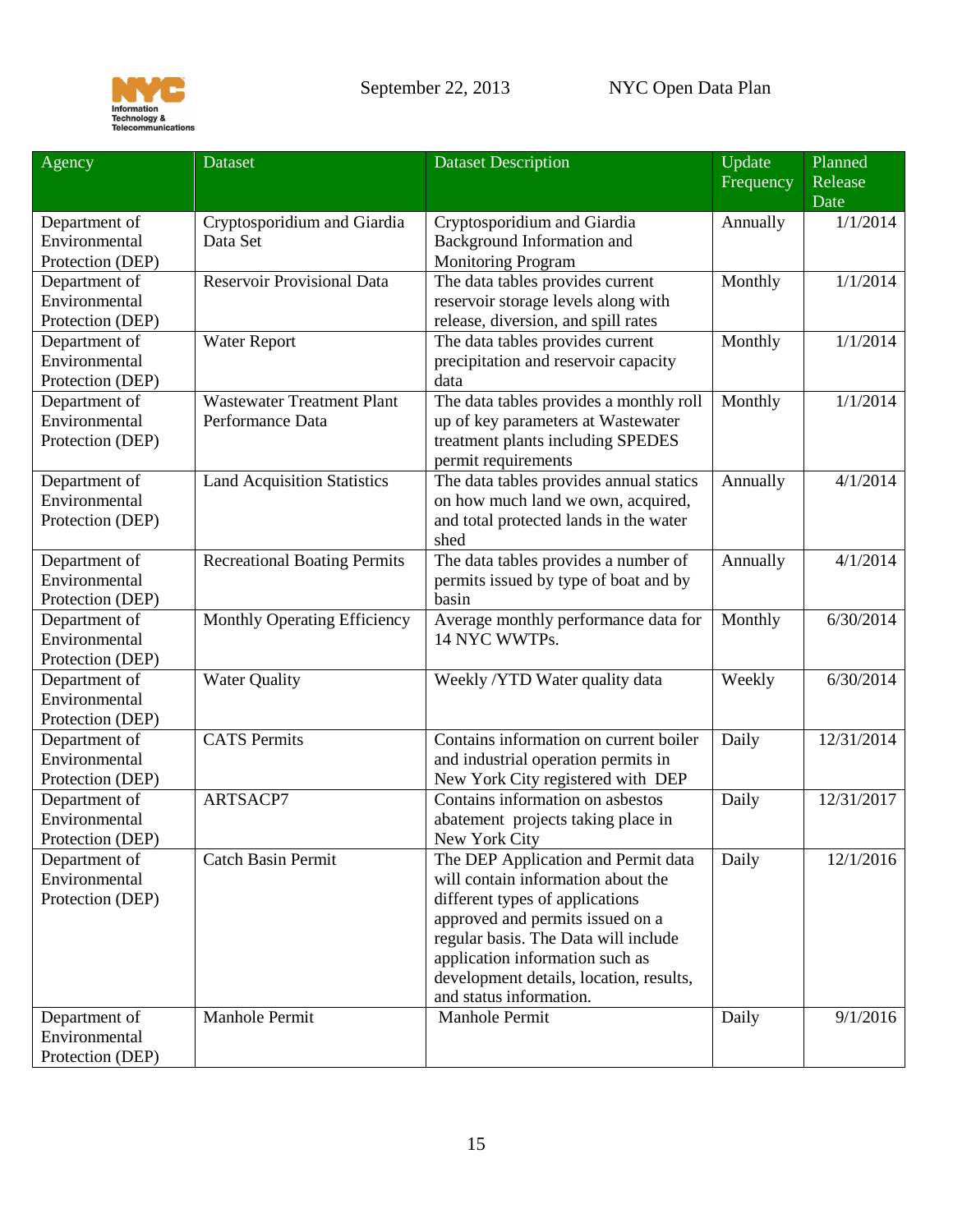| Agency | Dataset | Dataset Description | Update Frequency | Planned Release Date |
|---|---|---|---|---|
| Department of Environmental Protection (DEP) | Cryptosporidium and Giardia Data Set | Cryptosporidium and Giardia Background Information and Monitoring Program | Annually | 1/1/2014 |
| Department of Environmental Protection (DEP) | Reservoir Provisional Data | The data tables provides current reservoir storage levels along with release, diversion, and spill rates | Monthly | 1/1/2014 |
| Department of Environmental Protection (DEP) | Water Report | The data tables provides current precipitation and reservoir capacity data | Monthly | 1/1/2014 |
| Department of Environmental Protection (DEP) | Wastewater Treatment Plant Performance Data | The data tables provides a monthly roll up of key parameters at Wastewater treatment plants including SPEDES permit requirements | Monthly | 1/1/2014 |
| Department of Environmental Protection (DEP) | Land Acquisition Statistics | The data tables provides annual statics on how much land we own, acquired, and total protected lands in the water shed | Annually | 4/1/2014 |
| Department of Environmental Protection (DEP) | Recreational Boating Permits | The data tables provides a number of permits issued by type of boat and by basin | Annually | 4/1/2014 |
| Department of Environmental Protection (DEP) | Monthly Operating Efficiency | Average monthly performance data for 14 NYC WWTPs. | Monthly | 6/30/2014 |
| Department of Environmental Protection (DEP) | Water Quality | Weekly /YTD Water quality data | Weekly | 6/30/2014 |
| Department of Environmental Protection (DEP) | CATS Permits | Contains information on current boiler and industrial operation permits in New York City registered with DEP | Daily | 12/31/2014 |
| Department of Environmental Protection (DEP) | ARTSACP7 | Contains information on asbestos abatement projects taking place in New York City | Daily | 12/31/2017 |
| Department of Environmental Protection (DEP) | Catch Basin Permit | The DEP Application and Permit data will contain information about the different types of applications approved and permits issued on a regular basis. The Data will include application information such as development details, location, results, and status information. | Daily | 12/1/2016 |
| Department of Environmental Protection (DEP) | Manhole Permit | Manhole Permit | Daily | 9/1/2016 |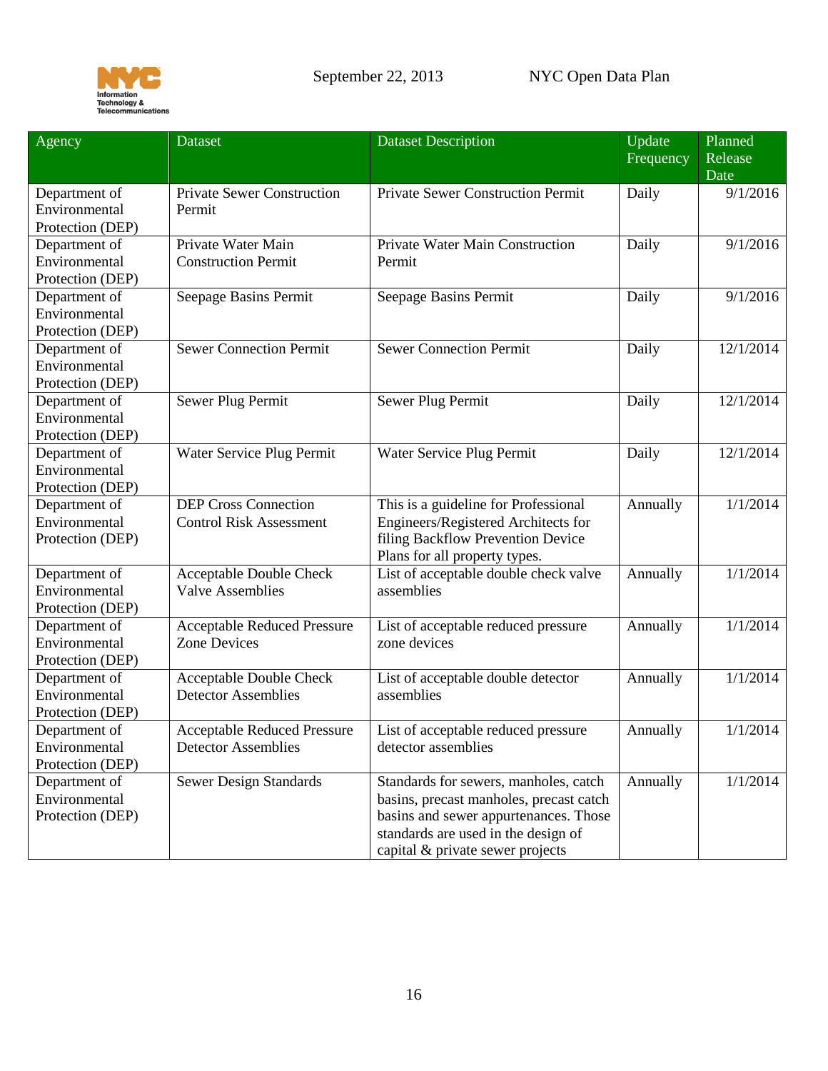| Agency | Dataset | Dataset Description | Update Frequency | Planned Release Date |
|---|---|---|---|---|
| Department of Environmental Protection (DEP) | Private Sewer Construction Permit | Private Sewer Construction Permit | Daily | 9/1/2016 |
| Department of Environmental Protection (DEP) | Private Water Main Construction Permit | Private Water Main Construction Permit | Daily | 9/1/2016 |
| Department of Environmental Protection (DEP) | Seepage Basins Permit | Seepage Basins Permit | Daily | 9/1/2016 |
| Department of Environmental Protection (DEP) | Sewer Connection Permit | Sewer Connection Permit | Daily | 12/1/2014 |
| Department of Environmental Protection (DEP) | Sewer Plug Permit | Sewer Plug Permit | Daily | 12/1/2014 |
| Department of Environmental Protection (DEP) | Water Service Plug Permit | Water Service Plug Permit | Daily | 12/1/2014 |
| Department of Environmental Protection (DEP) | DEP Cross Connection Control Risk Assessment | This is a guideline for Professional Engineers/Registered Architects for filing Backflow Prevention Device Plans for all property types. | Annually | 1/1/2014 |
| Department of Environmental Protection (DEP) | Acceptable Double Check Valve Assemblies | List of acceptable double check valve assemblies | Annually | 1/1/2014 |
| Department of Environmental Protection (DEP) | Acceptable Reduced Pressure Zone Devices | List of acceptable reduced pressure zone devices | Annually | 1/1/2014 |
| Department of Environmental Protection (DEP) | Acceptable Double Check Detector Assemblies | List of acceptable double detector assemblies | Annually | 1/1/2014 |
| Department of Environmental Protection (DEP) | Acceptable Reduced Pressure Detector Assemblies | List of acceptable reduced pressure detector assemblies | Annually | 1/1/2014 |
| Department of Environmental Protection (DEP) | Sewer Design Standards | Standards for sewers, manholes, catch basins, precast manholes, precast catch basins and sewer appurtenances. Those standards are used in the design of capital & private sewer projects | Annually | 1/1/2014 |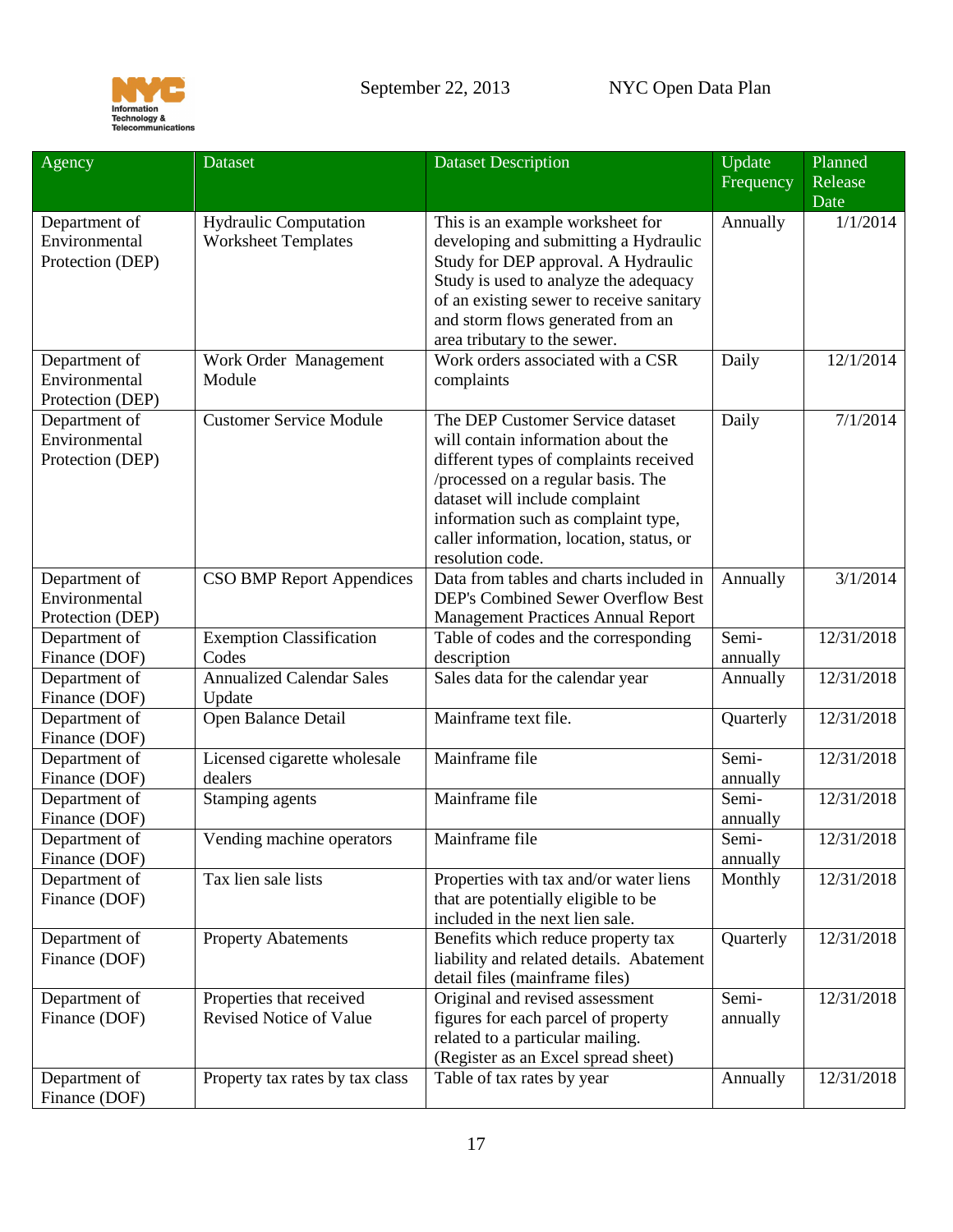| Agency | Dataset | Dataset Description | Update Frequency | Planned Release Date |
|---|---|---|---|---|
| Department of Environmental Protection (DEP) | Hydraulic Computation Worksheet Templates | This is an example worksheet for developing and submitting a Hydraulic Study for DEP approval. A Hydraulic Study is used to analyze the adequacy of an existing sewer to receive sanitary and storm flows generated from an area tributary to the sewer. | Annually | 1/1/2014 |
| Department of Environmental Protection (DEP) | Work Order Management Module | Work orders associated with a CSR complaints | Daily | 12/1/2014 |
| Department of Environmental Protection (DEP) | Customer Service Module | The DEP Customer Service dataset will contain information about the different types of complaints received /processed on a regular basis. The dataset will include complaint information such as complaint type, caller information, location, status, or resolution code. | Daily | 7/1/2014 |
| Department of Environmental Protection (DEP) | CSO BMP Report Appendices | Data from tables and charts included in DEP's Combined Sewer Overflow Best Management Practices Annual Report | Annually | 3/1/2014 |
| Department of Finance (DOF) | Exemption Classification Codes | Table of codes and the corresponding description | Semi-annually | 12/31/2018 |
| Department of Finance (DOF) | Annualized Calendar Sales Update | Sales data for the calendar year | Annually | 12/31/2018 |
| Department of Finance (DOF) | Open Balance Detail | Mainframe text file. | Quarterly | 12/31/2018 |
| Department of Finance (DOF) | Licensed cigarette wholesale dealers | Mainframe file | Semi-annually | 12/31/2018 |
| Department of Finance (DOF) | Stamping agents | Mainframe file | Semi-annually | 12/31/2018 |
| Department of Finance (DOF) | Vending machine operators | Mainframe file | Semi-annually | 12/31/2018 |
| Department of Finance (DOF) | Tax lien sale lists | Properties with tax and/or water liens that are potentially eligible to be included in the next lien sale. | Monthly | 12/31/2018 |
| Department of Finance (DOF) | Property Abatements | Benefits which reduce property tax liability and related details. Abatement detail files (mainframe files) | Quarterly | 12/31/2018 |
| Department of Finance (DOF) | Properties that received Revised Notice of Value | Original and revised assessment figures for each parcel of property related to a particular mailing. (Register as an Excel spread sheet) | Semi-annually | 12/31/2018 |
| Department of Finance (DOF) | Property tax rates by tax class | Table of tax rates by year | Annually | 12/31/2018 |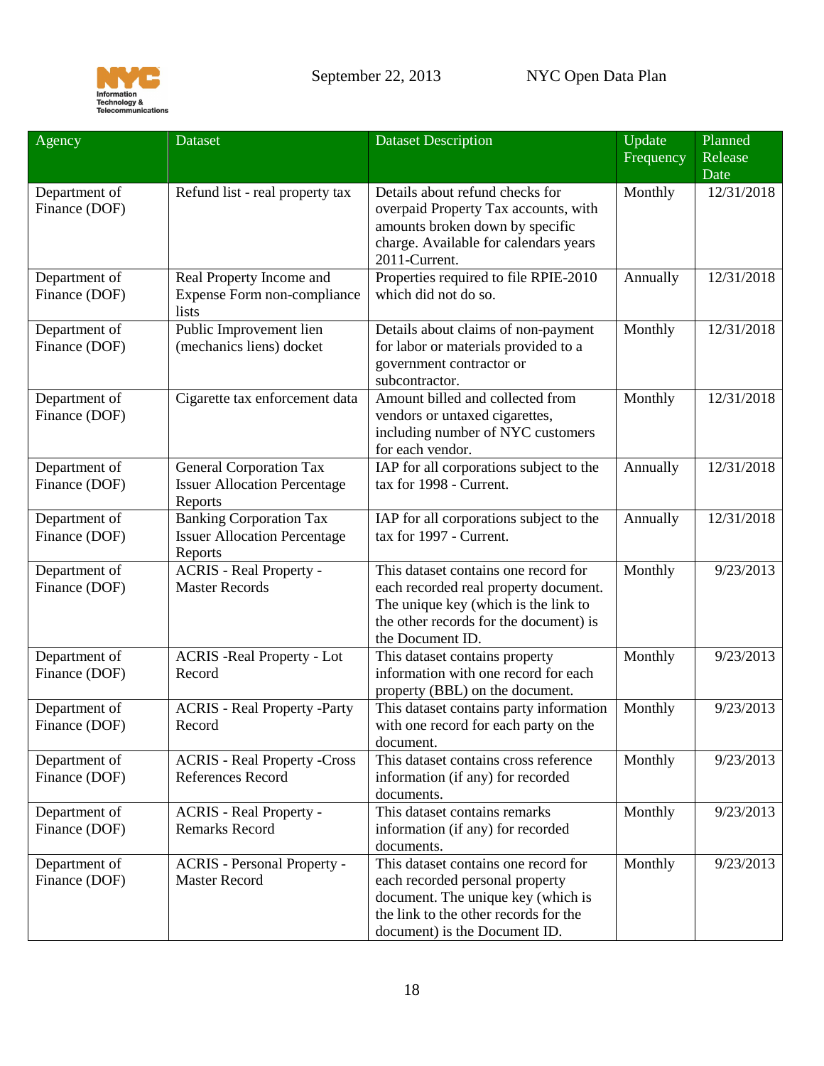| Agency | Dataset | Dataset Description | Update Frequency | Planned Release Date |
|---|---|---|---|---|
| Department of Finance (DOF) | Refund list - real property tax | Details about refund checks for overpaid Property Tax accounts, with amounts broken down by specific charge. Available for calendars years 2011-Current. | Monthly | 12/31/2018 |
| Department of Finance (DOF) | Real Property Income and Expense Form non-compliance lists | Properties required to file RPIE-2010 which did not do so. | Annually | 12/31/2018 |
| Department of Finance (DOF) | Public Improvement lien (mechanics liens) docket | Details about claims of non-payment for labor or materials provided to a government contractor or subcontractor. | Monthly | 12/31/2018 |
| Department of Finance (DOF) | Cigarette tax enforcement data | Amount billed and collected from vendors or untaxed cigarettes, including number of NYC customers for each vendor. | Monthly | 12/31/2018 |
| Department of Finance (DOF) | General Corporation Tax Issuer Allocation Percentage Reports | IAP for all corporations subject to the tax for 1998 - Current. | Annually | 12/31/2018 |
| Department of Finance (DOF) | Banking Corporation Tax Issuer Allocation Percentage Reports | IAP for all corporations subject to the tax for 1997 - Current. | Annually | 12/31/2018 |
| Department of Finance (DOF) | ACRIS - Real Property - Master Records | This dataset contains one record for each recorded real property document. The unique key (which is the link to the other records for the document) is the Document ID. | Monthly | 9/23/2013 |
| Department of Finance (DOF) | ACRIS -Real Property - Lot Record | This dataset contains property information with one record for each property (BBL) on the document. | Monthly | 9/23/2013 |
| Department of Finance (DOF) | ACRIS - Real Property -Party Record | This dataset contains party information with one record for each party on the document. | Monthly | 9/23/2013 |
| Department of Finance (DOF) | ACRIS - Real Property -Cross References Record | This dataset contains cross reference information (if any) for recorded documents. | Monthly | 9/23/2013 |
| Department of Finance (DOF) | ACRIS - Real Property - Remarks Record | This dataset contains remarks information (if any) for recorded documents. | Monthly | 9/23/2013 |
| Department of Finance (DOF) | ACRIS - Personal Property - Master Record | This dataset contains one record for each recorded personal property document. The unique key (which is the link to the other records for the document) is the Document ID. | Monthly | 9/23/2013 |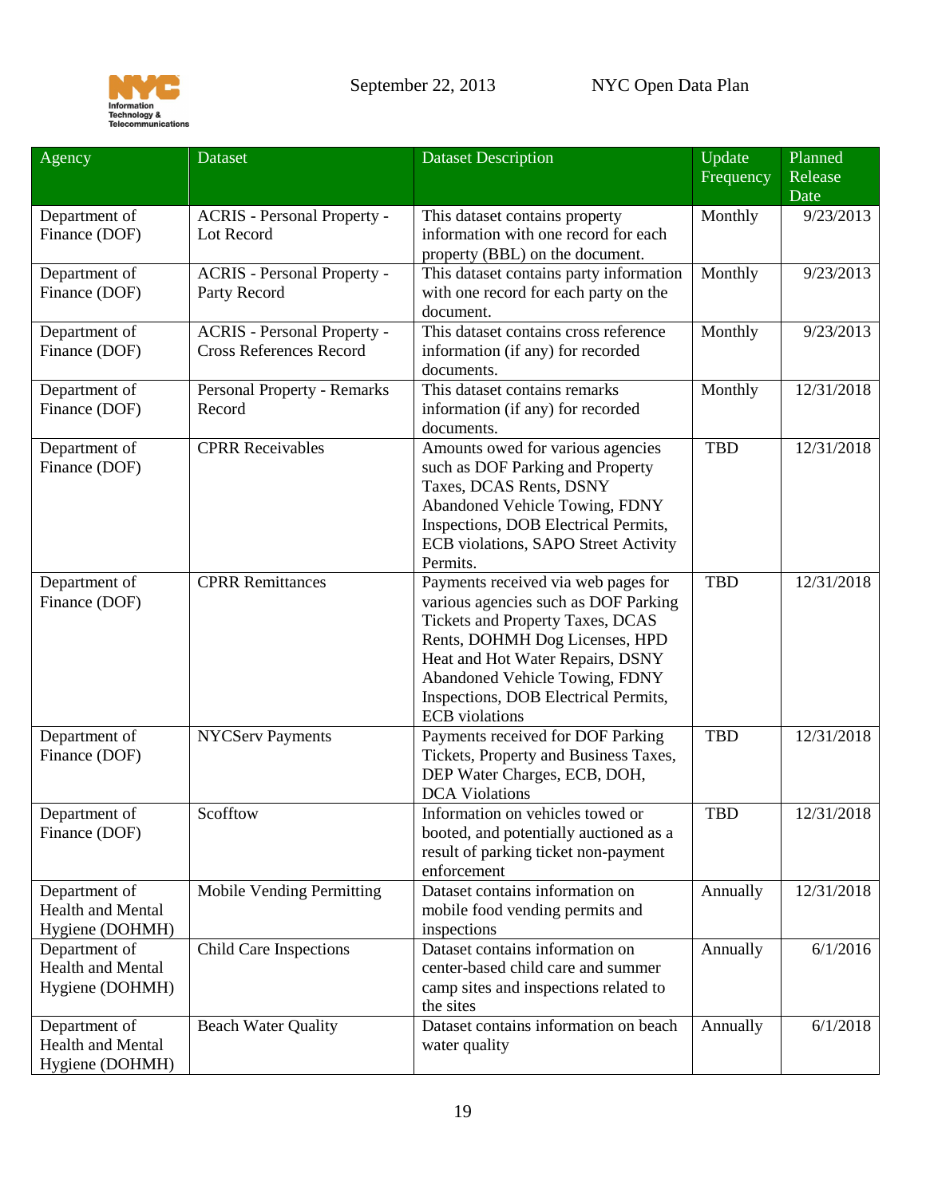| Agency | Dataset | Dataset Description | Update Frequency | Planned Release Date |
|---|---|---|---|---|
| Department of Finance (DOF) | ACRIS - Personal Property - Lot Record | This dataset contains property information with one record for each property (BBL) on the document. | Monthly | 9/23/2013 |
| Department of Finance (DOF) | ACRIS - Personal Property - Party Record | This dataset contains party information with one record for each party on the document. | Monthly | 9/23/2013 |
| Department of Finance (DOF) | ACRIS - Personal Property - Cross References Record | This dataset contains cross reference information (if any) for recorded documents. | Monthly | 9/23/2013 |
| Department of Finance (DOF) | Personal Property - Remarks Record | This dataset contains remarks information (if any) for recorded documents. | Monthly | 12/31/2018 |
| Department of Finance (DOF) | CPRR Receivables | Amounts owed for various agencies such as DOF Parking and Property Taxes, DCAS Rents, DSNY Abandoned Vehicle Towing, FDNY Inspections, DOB Electrical Permits, ECB violations, SAPO Street Activity Permits. | TBD | 12/31/2018 |
| Department of Finance (DOF) | CPRR Remittances | Payments received via web pages for various agencies such as DOF Parking Tickets and Property Taxes, DCAS Rents, DOHMH Dog Licenses, HPD Heat and Hot Water Repairs, DSNY Abandoned Vehicle Towing, FDNY Inspections, DOB Electrical Permits, ECB violations | TBD | 12/31/2018 |
| Department of Finance (DOF) | NYCServ Payments | Payments received for DOF Parking Tickets, Property and Business Taxes, DEP Water Charges, ECB, DOH, DCA Violations | TBD | 12/31/2018 |
| Department of Finance (DOF) | Scofftow | Information on vehicles towed or booted, and potentially auctioned as a result of parking ticket non-payment enforcement | TBD | 12/31/2018 |
| Department of Health and Mental Hygiene (DOHMH) | Mobile Vending Permitting | Dataset contains information on mobile food vending permits and inspections | Annually | 12/31/2018 |
| Department of Health and Mental Hygiene (DOHMH) | Child Care Inspections | Dataset contains information on center-based child care and summer camp sites and inspections related to the sites | Annually | 6/1/2016 |
| Department of Health and Mental Hygiene (DOHMH) | Beach Water Quality | Dataset contains information on beach water quality | Annually | 6/1/2018 |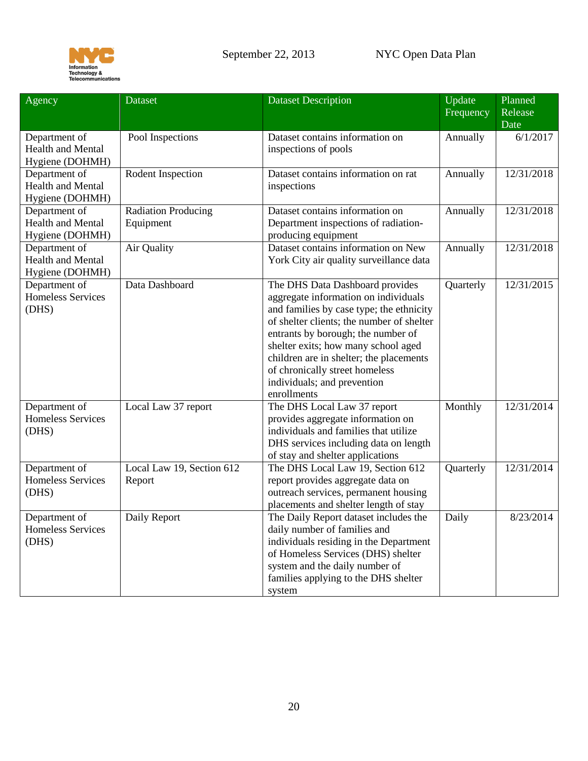| Agency | Dataset | Dataset Description | Update Frequency | Planned Release Date |
|---|---|---|---|---|
| Department of Health and Mental Hygiene (DOHMH) | Pool Inspections | Dataset contains information on inspections of pools | Annually | 6/1/2017 |
| Department of Health and Mental Hygiene (DOHMH) | Rodent Inspection | Dataset contains information on rat inspections | Annually | 12/31/2018 |
| Department of Health and Mental Hygiene (DOHMH) | Radiation Producing Equipment | Dataset contains information on Department inspections of radiation-producing equipment | Annually | 12/31/2018 |
| Department of Health and Mental Hygiene (DOHMH) | Air Quality | Dataset contains information on New York City air quality surveillance data | Annually | 12/31/2018 |
| Department of Homeless Services (DHS) | Data Dashboard | The DHS Data Dashboard provides aggregate information on individuals and families by case type; the ethnicity of shelter clients; the number of shelter entrants by borough; the number of shelter exits; how many school aged children are in shelter; the placements of chronically street homeless individuals; and prevention enrollments | Quarterly | 12/31/2015 |
| Department of Homeless Services (DHS) | Local Law 37 report | The DHS Local Law 37 report provides aggregate information on individuals and families that utilize DHS services including data on length of stay and shelter applications | Monthly | 12/31/2014 |
| Department of Homeless Services (DHS) | Local Law 19, Section 612 Report | The DHS Local Law 19, Section 612 report provides aggregate data on outreach services, permanent housing placements and shelter length of stay | Quarterly | 12/31/2014 |
| Department of Homeless Services (DHS) | Daily Report | The Daily Report dataset includes the daily number of families and individuals residing in the Department of Homeless Services (DHS) shelter system and the daily number of families applying to the DHS shelter system | Daily | 8/23/2014 |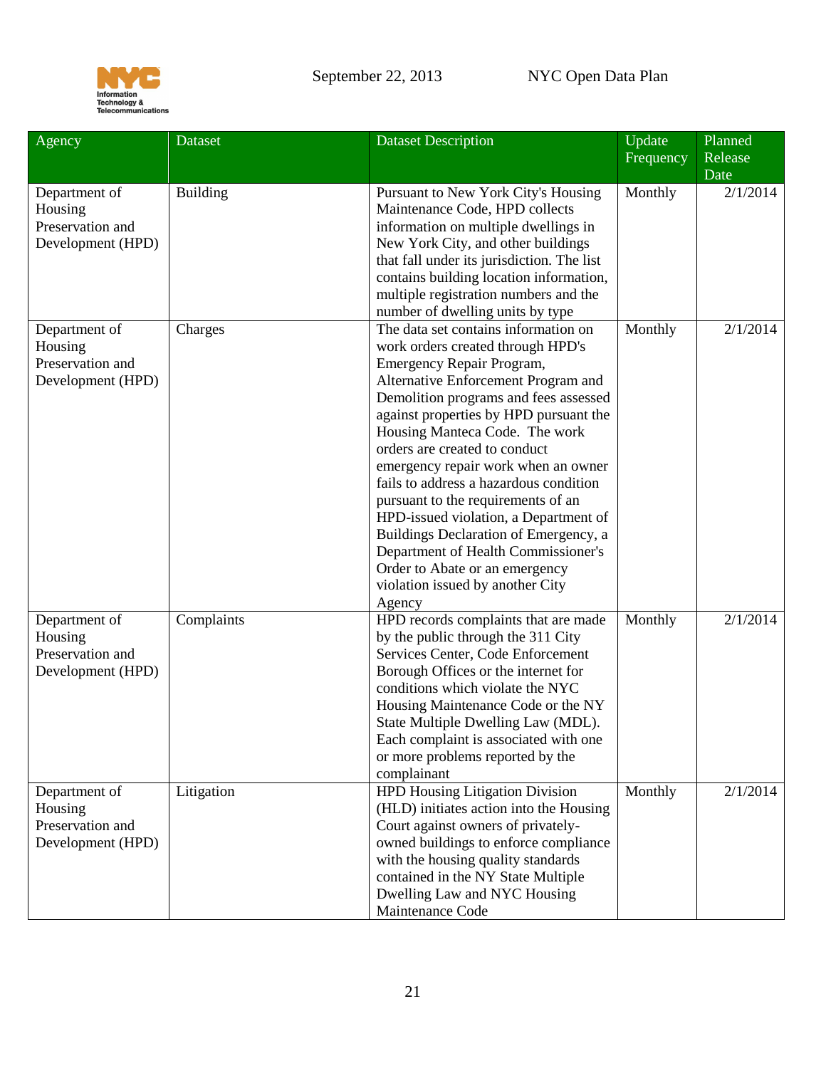| Agency | Dataset | Dataset Description | Update Frequency | Planned Release Date |
|---|---|---|---|---|
| Department of Housing Preservation and Development (HPD) | Building | Pursuant to New York City's Housing Maintenance Code, HPD collects information on multiple dwellings in New York City, and other buildings that fall under its jurisdiction. The list contains building location information, multiple registration numbers and the number of dwelling units by type | Monthly | 2/1/2014 |
| Department of Housing Preservation and Development (HPD) | Charges | The data set contains information on work orders created through HPD's Emergency Repair Program, Alternative Enforcement Program and Demolition programs and fees assessed against properties by HPD pursuant the Housing Manteca Code. The work orders are created to conduct emergency repair work when an owner fails to address a hazardous condition pursuant to the requirements of an HPD-issued violation, a Department of Buildings Declaration of Emergency, a Department of Health Commissioner's Order to Abate or an emergency violation issued by another City Agency | Monthly | 2/1/2014 |
| Department of Housing Preservation and Development (HPD) | Complaints | HPD records complaints that are made by the public through the 311 City Services Center, Code Enforcement Borough Offices or the internet for conditions which violate the NYC Housing Maintenance Code or the NY State Multiple Dwelling Law (MDL). Each complaint is associated with one or more problems reported by the complainant | Monthly | 2/1/2014 |
| Department of Housing Preservation and Development (HPD) | Litigation | HPD Housing Litigation Division (HLD) initiates action into the Housing Court against owners of privately-owned buildings to enforce compliance with the housing quality standards contained in the NY State Multiple Dwelling Law and NYC Housing Maintenance Code | Monthly | 2/1/2014 |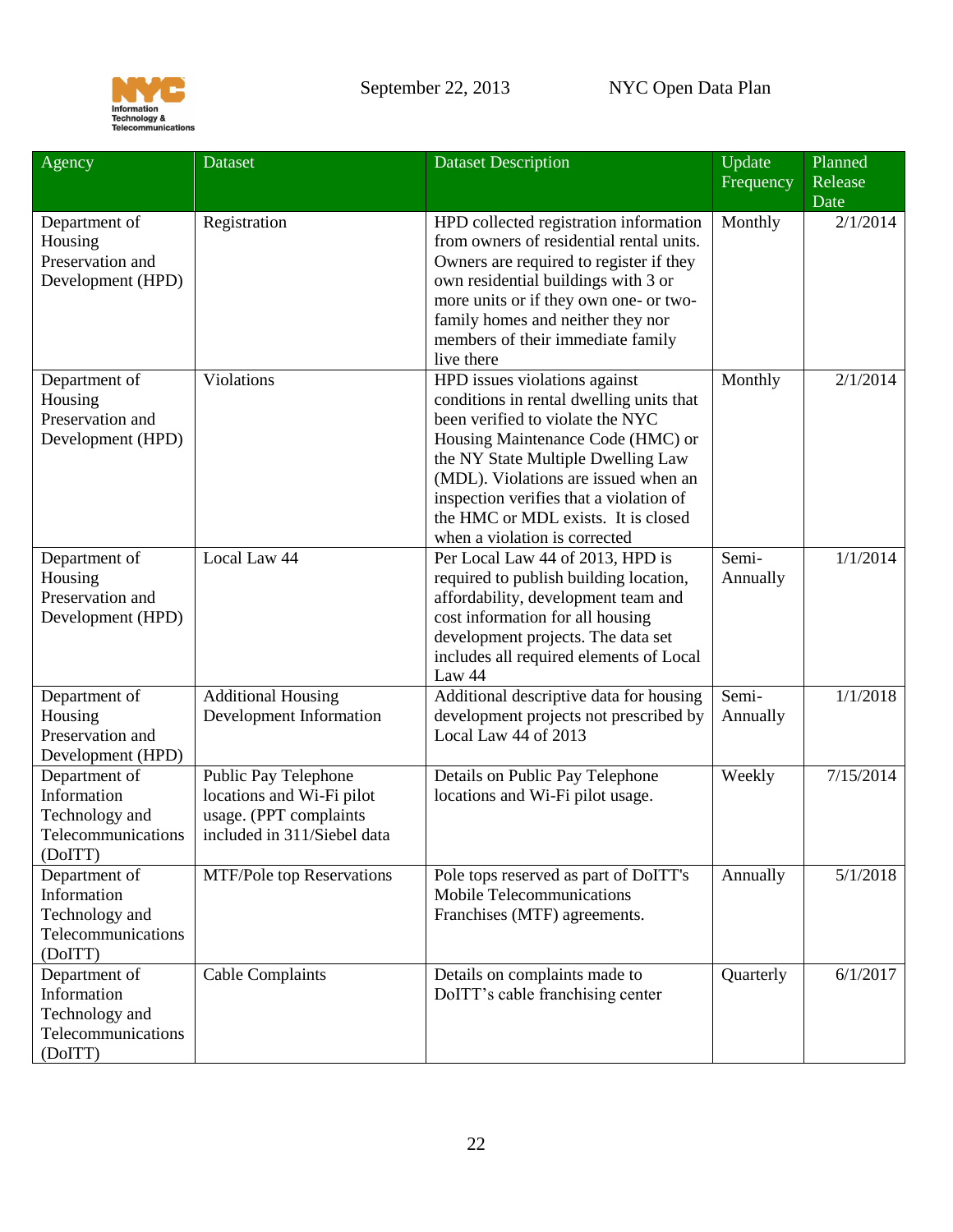| Agency | Dataset | Dataset Description | Update Frequency | Planned Release Date |
|---|---|---|---|---|
| Department of Housing Preservation and Development (HPD) | Registration | HPD collected registration information from owners of residential rental units. Owners are required to register if they own residential buildings with 3 or more units or if they own one- or two-family homes and neither they nor members of their immediate family live there | Monthly | 2/1/2014 |
| Department of Housing Preservation and Development (HPD) | Violations | HPD issues violations against conditions in rental dwelling units that been verified to violate the NYC Housing Maintenance Code (HMC) or the NY State Multiple Dwelling Law (MDL). Violations are issued when an inspection verifies that a violation of the HMC or MDL exists. It is closed when a violation is corrected | Monthly | 2/1/2014 |
| Department of Housing Preservation and Development (HPD) | Local Law 44 | Per Local Law 44 of 2013, HPD is required to publish building location, affordability, development team and cost information for all housing development projects. The data set includes all required elements of Local Law 44 | Semi-Annually | 1/1/2014 |
| Department of Housing Preservation and Development (HPD) | Additional Housing Development Information | Additional descriptive data for housing development projects not prescribed by Local Law 44 of 2013 | Semi-Annually | 1/1/2018 |
| Department of Information Technology and Telecommunications (DoITT) | Public Pay Telephone locations and Wi-Fi pilot usage. (PPT complaints included in 311/Siebel data | Details on Public Pay Telephone locations and Wi-Fi pilot usage. | Weekly | 7/15/2014 |
| Department of Information Technology and Telecommunications (DoITT) | MTF/Pole top Reservations | Pole tops reserved as part of DoITT's Mobile Telecommunications Franchises (MTF) agreements. | Annually | 5/1/2018 |
| Department of Information Technology and Telecommunications (DoITT) | Cable Complaints | Details on complaints made to DoITT's cable franchising center | Quarterly | 6/1/2017 |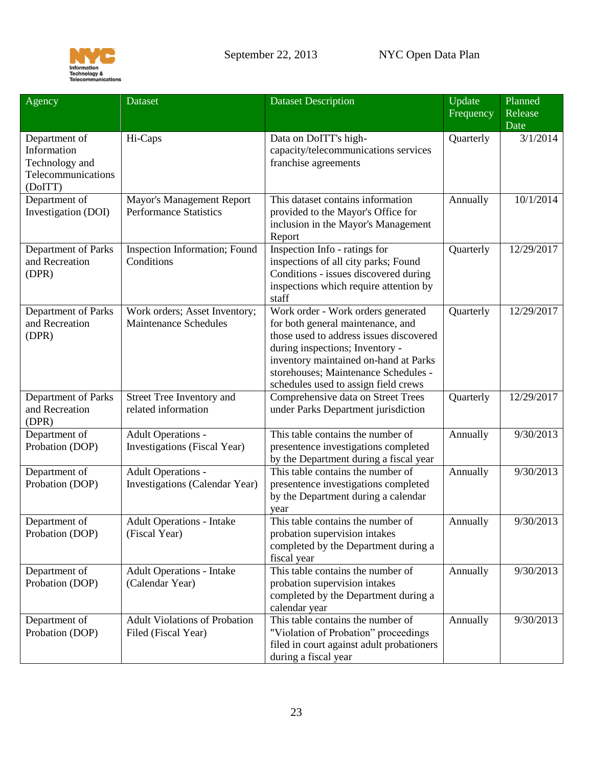| Agency | Dataset | Dataset Description | Update Frequency | Planned Release Date |
|---|---|---|---|---|
| Department of Information Technology and Telecommunications (DoITT) | Hi-Caps | Data on DoITT's high-capacity/telecommunications services franchise agreements | Quarterly | 3/1/2014 |
| Department of Investigation (DOI) | Mayor's Management Report Performance Statistics | This dataset contains information provided to the Mayor's Office for inclusion in the Mayor's Management Report | Annually | 10/1/2014 |
| Department of Parks and Recreation (DPR) | Inspection Information; Found Conditions | Inspection Info - ratings for inspections of all city parks; Found Conditions - issues discovered during inspections which require attention by staff | Quarterly | 12/29/2017 |
| Department of Parks and Recreation (DPR) | Work orders; Asset Inventory; Maintenance Schedules | Work order - Work orders generated for both general maintenance, and those used to address issues discovered during inspections; Inventory - inventory maintained on-hand at Parks storehouses; Maintenance Schedules - schedules used to assign field crews | Quarterly | 12/29/2017 |
| Department of Parks and Recreation (DPR) | Street Tree Inventory and related information | Comprehensive data on Street Trees under Parks Department jurisdiction | Quarterly | 12/29/2017 |
| Department of Probation (DOP) | Adult Operations - Investigations (Fiscal Year) | This table contains the number of presentence investigations completed by the Department during a fiscal year | Annually | 9/30/2013 |
| Department of Probation (DOP) | Adult Operations - Investigations (Calendar Year) | This table contains the number of presentence investigations completed by the Department during a calendar year | Annually | 9/30/2013 |
| Department of Probation (DOP) | Adult Operations - Intake (Fiscal Year) | This table contains the number of probation supervision intakes completed by the Department during a fiscal year | Annually | 9/30/2013 |
| Department of Probation (DOP) | Adult Operations - Intake (Calendar Year) | This table contains the number of probation supervision intakes completed by the Department during a calendar year | Annually | 9/30/2013 |
| Department of Probation (DOP) | Adult Violations of Probation Filed (Fiscal Year) | This table contains the number of "Violation of Probation" proceedings filed in court against adult probationers during a fiscal year | Annually | 9/30/2013 |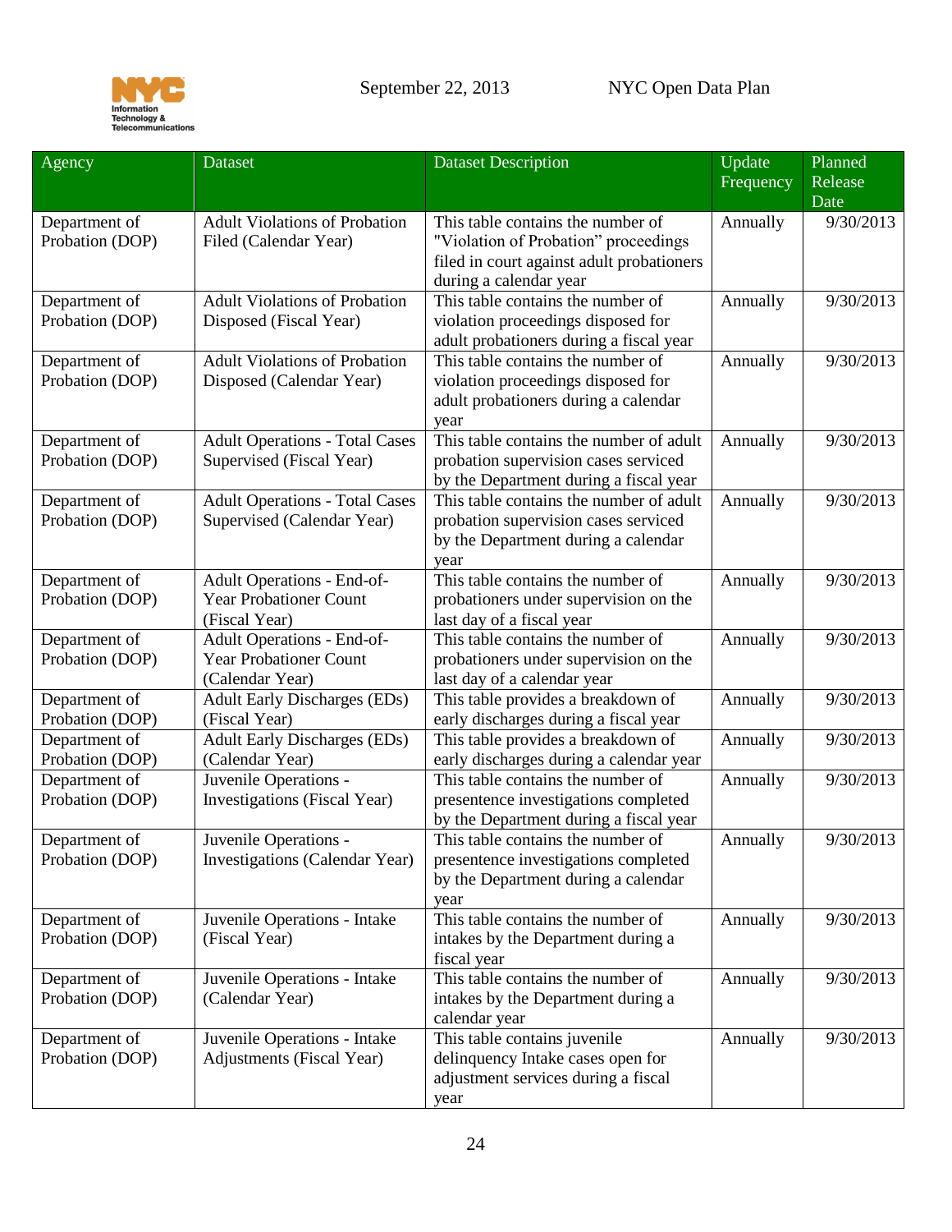| Agency | Dataset | Dataset Description | Update Frequency | Planned Release Date |
|---|---|---|---|---|
| Department of Probation (DOP) | Adult Violations of Probation Filed (Calendar Year) | This table contains the number of "Violation of Probation" proceedings filed in court against adult probationers during a calendar year | Annually | 9/30/2013 |
| Department of Probation (DOP) | Adult Violations of Probation Disposed (Fiscal Year) | This table contains the number of violation proceedings disposed for adult probationers during a fiscal year | Annually | 9/30/2013 |
| Department of Probation (DOP) | Adult Violations of Probation Disposed (Calendar Year) | This table contains the number of violation proceedings disposed for adult probationers during a calendar year | Annually | 9/30/2013 |
| Department of Probation (DOP) | Adult Operations - Total Cases Supervised (Fiscal Year) | This table contains the number of adult probation supervision cases serviced by the Department during a fiscal year | Annually | 9/30/2013 |
| Department of Probation (DOP) | Adult Operations - Total Cases Supervised (Calendar Year) | This table contains the number of adult probation supervision cases serviced by the Department during a calendar year | Annually | 9/30/2013 |
| Department of Probation (DOP) | Adult Operations - End-of-Year Probationer Count (Fiscal Year) | This table contains the number of probationers under supervision on the last day of a fiscal year | Annually | 9/30/2013 |
| Department of Probation (DOP) | Adult Operations - End-of-Year Probationer Count (Calendar Year) | This table contains the number of probationers under supervision on the last day of a calendar year | Annually | 9/30/2013 |
| Department of Probation (DOP) | Adult Early Discharges (EDs) (Fiscal Year) | This table provides a breakdown of early discharges during a fiscal year | Annually | 9/30/2013 |
| Department of Probation (DOP) | Adult Early Discharges (EDs) (Calendar Year) | This table provides a breakdown of early discharges during a calendar year | Annually | 9/30/2013 |
| Department of Probation (DOP) | Juvenile Operations - Investigations (Fiscal Year) | This table contains the number of presentence investigations completed by the Department during a fiscal year | Annually | 9/30/2013 |
| Department of Probation (DOP) | Juvenile Operations - Investigations (Calendar Year) | This table contains the number of presentence investigations completed by the Department during a calendar year | Annually | 9/30/2013 |
| Department of Probation (DOP) | Juvenile Operations - Intake (Fiscal Year) | This table contains the number of intakes by the Department during a fiscal year | Annually | 9/30/2013 |
| Department of Probation (DOP) | Juvenile Operations - Intake (Calendar Year) | This table contains the number of intakes by the Department during a calendar year | Annually | 9/30/2013 |
| Department of Probation (DOP) | Juvenile Operations - Intake Adjustments (Fiscal Year) | This table contains juvenile delinquency Intake cases open for adjustment services during a fiscal year | Annually | 9/30/2013 |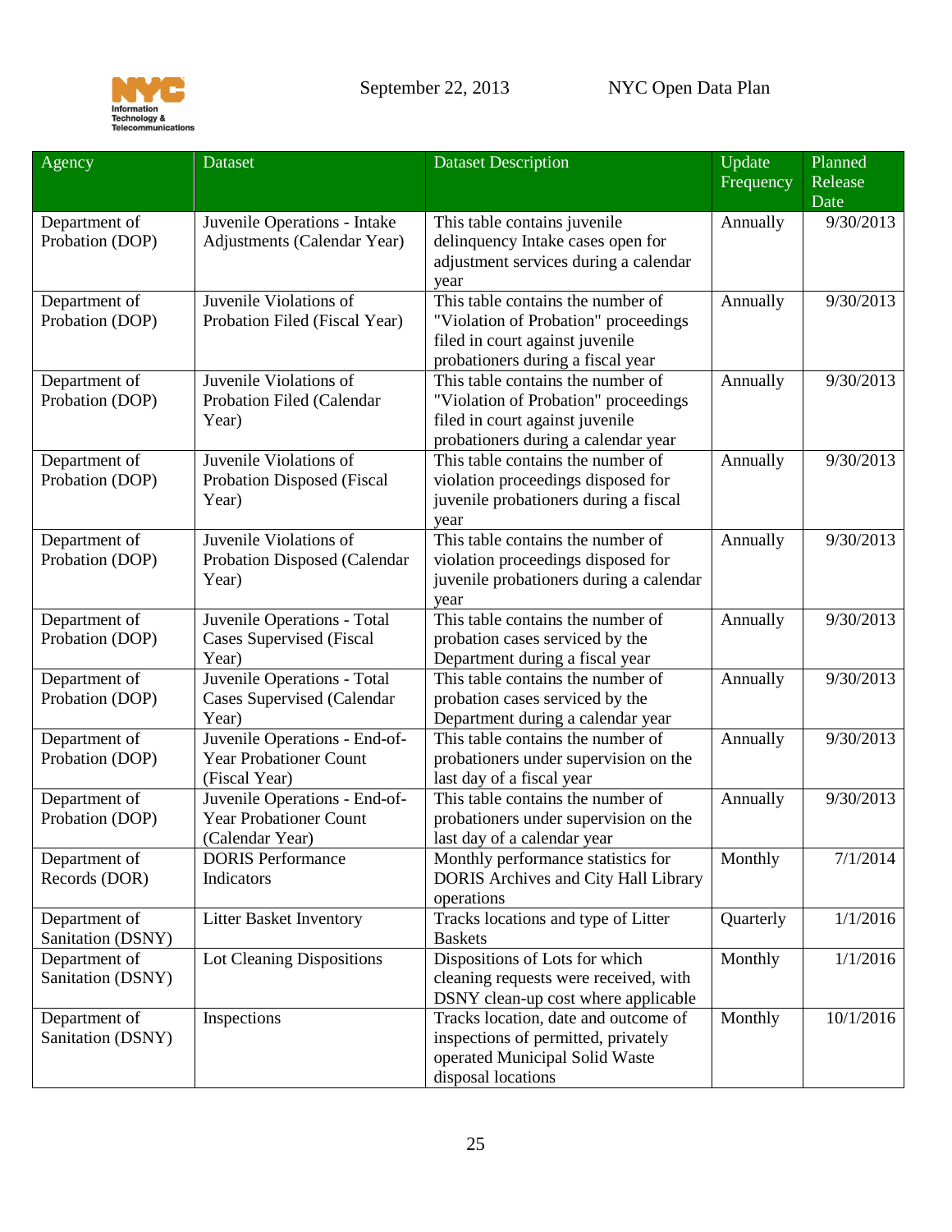| Agency | Dataset | Dataset Description | Update Frequency | Planned Release Date |
|---|---|---|---|---|
| Department of Probation (DOP) | Juvenile Operations - Intake Adjustments (Calendar Year) | This table contains juvenile delinquency Intake cases open for adjustment services during a calendar year | Annually | 9/30/2013 |
| Department of Probation (DOP) | Juvenile Violations of Probation Filed (Fiscal Year) | This table contains the number of "Violation of Probation" proceedings filed in court against juvenile probationers during a fiscal year | Annually | 9/30/2013 |
| Department of Probation (DOP) | Juvenile Violations of Probation Filed (Calendar Year) | This table contains the number of "Violation of Probation" proceedings filed in court against juvenile probationers during a calendar year | Annually | 9/30/2013 |
| Department of Probation (DOP) | Juvenile Violations of Probation Disposed (Fiscal Year) | This table contains the number of violation proceedings disposed for juvenile probationers during a fiscal year | Annually | 9/30/2013 |
| Department of Probation (DOP) | Juvenile Violations of Probation Disposed (Calendar Year) | This table contains the number of violation proceedings disposed for juvenile probationers during a calendar year | Annually | 9/30/2013 |
| Department of Probation (DOP) | Juvenile Operations - Total Cases Supervised (Fiscal Year) | This table contains the number of probation cases serviced by the Department during a fiscal year | Annually | 9/30/2013 |
| Department of Probation (DOP) | Juvenile Operations - Total Cases Supervised (Calendar Year) | This table contains the number of probation cases serviced by the Department during a calendar year | Annually | 9/30/2013 |
| Department of Probation (DOP) | Juvenile Operations - End-of-Year Probationer Count (Fiscal Year) | This table contains the number of probationers under supervision on the last day of a fiscal year | Annually | 9/30/2013 |
| Department of Probation (DOP) | Juvenile Operations - End-of-Year Probationer Count (Calendar Year) | This table contains the number of probationers under supervision on the last day of a calendar year | Annually | 9/30/2013 |
| Department of Records (DOR) | DORIS Performance Indicators | Monthly performance statistics for DORIS Archives and City Hall Library operations | Monthly | 7/1/2014 |
| Department of Sanitation (DSNY) | Litter Basket Inventory | Tracks locations and type of Litter Baskets | Quarterly | 1/1/2016 |
| Department of Sanitation (DSNY) | Lot Cleaning Dispositions | Dispositions of Lots for which cleaning requests were received, with DSNY clean-up cost where applicable | Monthly | 1/1/2016 |
| Department of Sanitation (DSNY) | Inspections | Tracks location, date and outcome of inspections of permitted, privately operated Municipal Solid Waste disposal locations | Monthly | 10/1/2016 |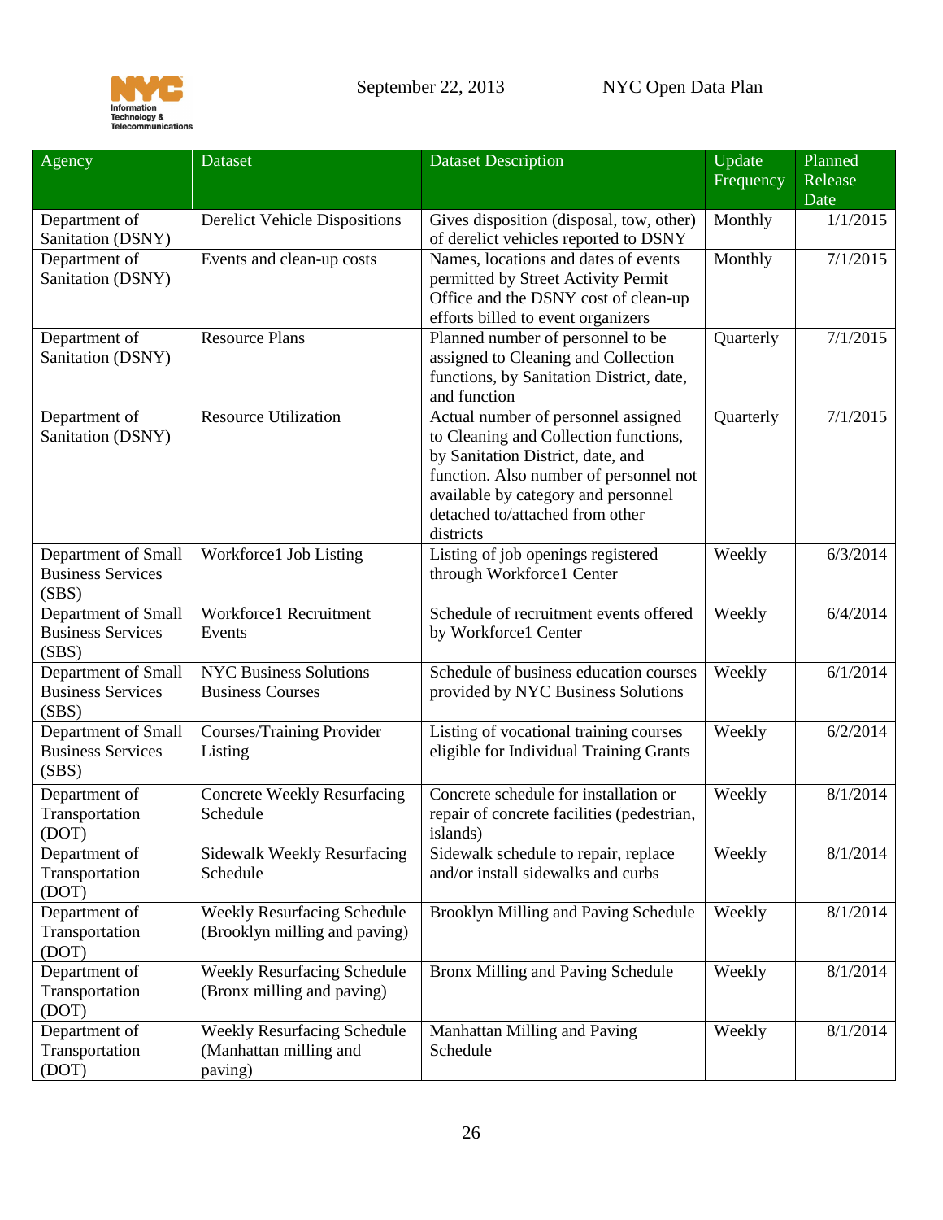| Agency | Dataset | Dataset Description | Update Frequency | Planned Release Date |
|---|---|---|---|---|
| Department of Sanitation (DSNY) | Derelict Vehicle Dispositions | Gives disposition (disposal, tow, other) of derelict vehicles reported to DSNY | Monthly | 1/1/2015 |
| Department of Sanitation (DSNY) | Events and clean-up costs | Names, locations and dates of events permitted by Street Activity Permit Office and the DSNY cost of clean-up efforts billed to event organizers | Monthly | 7/1/2015 |
| Department of Sanitation (DSNY) | Resource Plans | Planned number of personnel to be assigned to Cleaning and Collection functions, by Sanitation District, date, and function | Quarterly | 7/1/2015 |
| Department of Sanitation (DSNY) | Resource Utilization | Actual number of personnel assigned to Cleaning and Collection functions, by Sanitation District, date, and function. Also number of personnel not available by category and personnel detached to/attached from other districts | Quarterly | 7/1/2015 |
| Department of Small Business Services (SBS) | Workforce1 Job Listing | Listing of job openings registered through Workforce1 Center | Weekly | 6/3/2014 |
| Department of Small Business Services (SBS) | Workforce1 Recruitment Events | Schedule of recruitment events offered by Workforce1 Center | Weekly | 6/4/2014 |
| Department of Small Business Services (SBS) | NYC Business Solutions Business Courses | Schedule of business education courses provided by NYC Business Solutions | Weekly | 6/1/2014 |
| Department of Small Business Services (SBS) | Courses/Training Provider Listing | Listing of vocational training courses eligible for Individual Training Grants | Weekly | 6/2/2014 |
| Department of Transportation (DOT) | Concrete Weekly Resurfacing Schedule | Concrete schedule for installation or repair of concrete facilities (pedestrian, islands) | Weekly | 8/1/2014 |
| Department of Transportation (DOT) | Sidewalk Weekly Resurfacing Schedule | Sidewalk schedule to repair, replace and/or install sidewalks and curbs | Weekly | 8/1/2014 |
| Department of Transportation (DOT) | Weekly Resurfacing Schedule (Brooklyn milling and paving) | Brooklyn Milling and Paving Schedule | Weekly | 8/1/2014 |
| Department of Transportation (DOT) | Weekly Resurfacing Schedule (Bronx milling and paving) | Bronx Milling and Paving Schedule | Weekly | 8/1/2014 |
| Department of Transportation (DOT) | Weekly Resurfacing Schedule (Manhattan milling and paving) | Manhattan Milling and Paving Schedule | Weekly | 8/1/2014 |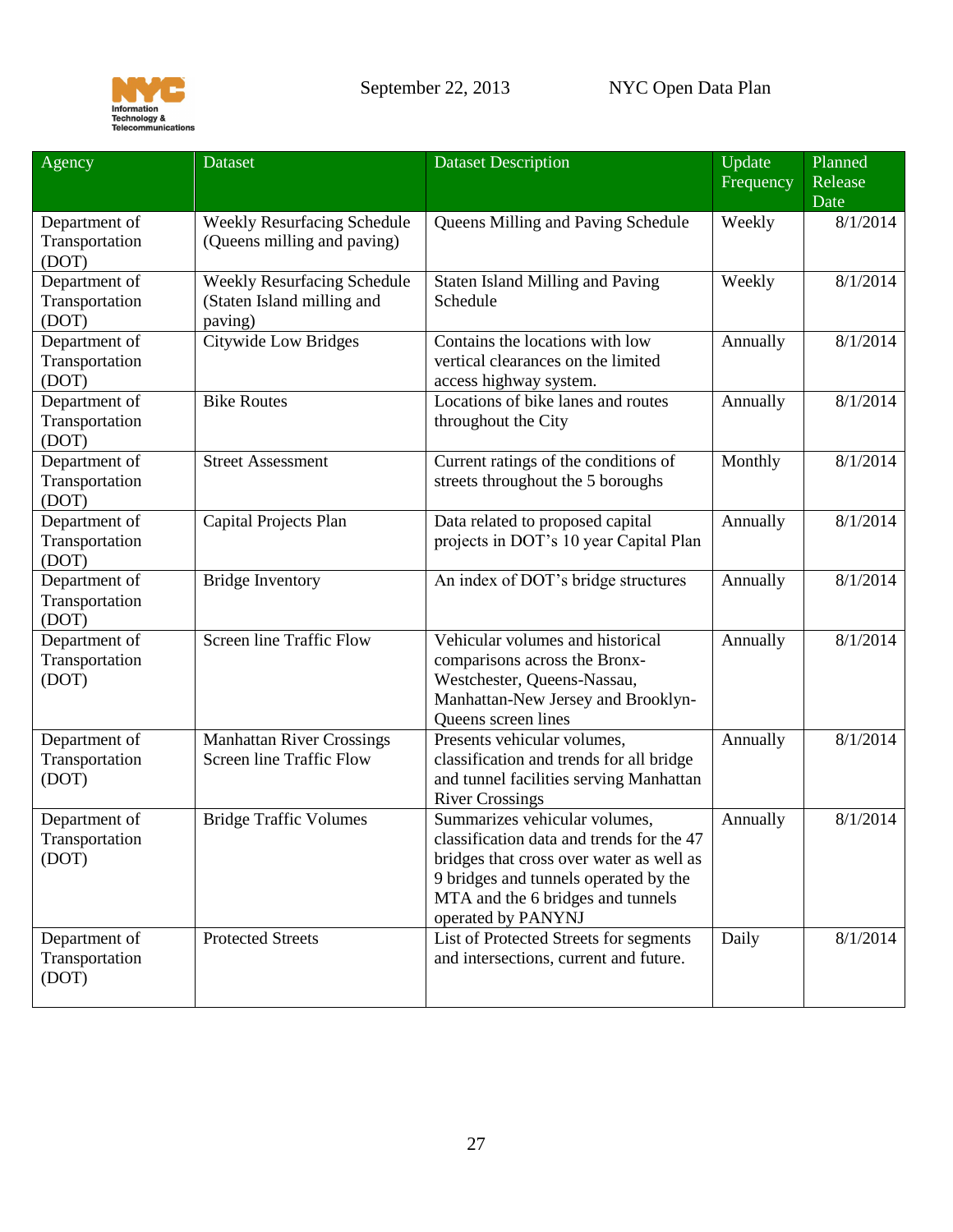| Agency | Dataset | Dataset Description | Update Frequency | Planned Release Date |
|---|---|---|---|---|
| Department of Transportation (DOT) | Weekly Resurfacing Schedule (Queens milling and paving) | Queens Milling and Paving Schedule | Weekly | 8/1/2014 |
| Department of Transportation (DOT) | Weekly Resurfacing Schedule (Staten Island milling and paving) | Staten Island Milling and Paving Schedule | Weekly | 8/1/2014 |
| Department of Transportation (DOT) | Citywide Low Bridges | Contains the locations with low vertical clearances on the limited access highway system. | Annually | 8/1/2014 |
| Department of Transportation (DOT) | Bike Routes | Locations of bike lanes and routes throughout the City | Annually | 8/1/2014 |
| Department of Transportation (DOT) | Street Assessment | Current ratings of the conditions of streets throughout the 5 boroughs | Monthly | 8/1/2014 |
| Department of Transportation (DOT) | Capital Projects Plan | Data related to proposed capital projects in DOT's 10 year Capital Plan | Annually | 8/1/2014 |
| Department of Transportation (DOT) | Bridge Inventory | An index of DOT's bridge structures | Annually | 8/1/2014 |
| Department of Transportation (DOT) | Screen line Traffic Flow | Vehicular volumes and historical comparisons across the Bronx-Westchester, Queens-Nassau, Manhattan-New Jersey and Brooklyn-Queens screen lines | Annually | 8/1/2014 |
| Department of Transportation (DOT) | Manhattan River Crossings Screen line Traffic Flow | Presents vehicular volumes, classification and trends for all bridge and tunnel facilities serving Manhattan River Crossings | Annually | 8/1/2014 |
| Department of Transportation (DOT) | Bridge Traffic Volumes | Summarizes vehicular volumes, classification data and trends for the 47 bridges that cross over water as well as 9 bridges and tunnels operated by the MTA and the 6 bridges and tunnels operated by PANYNJ | Annually | 8/1/2014 |
| Department of Transportation (DOT) | Protected Streets | List of Protected Streets for segments and intersections, current and future. | Daily | 8/1/2014 |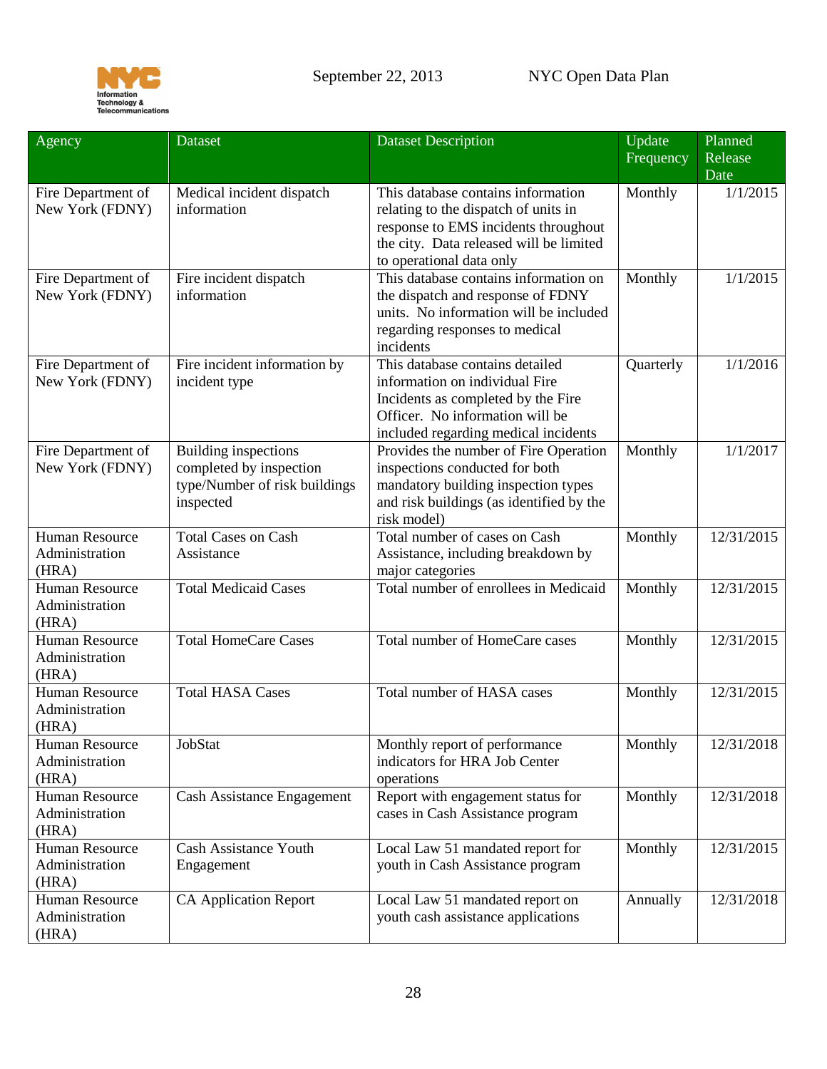| Agency | Dataset | Dataset Description | Update Frequency | Planned Release Date |
|---|---|---|---|---|
| Fire Department of New York (FDNY) | Medical incident dispatch information | This database contains information relating to the dispatch of units in response to EMS incidents throughout the city. Data released will be limited to operational data only | Monthly | 1/1/2015 |
| Fire Department of New York (FDNY) | Fire incident dispatch information | This database contains information on the dispatch and response of FDNY units. No information will be included regarding responses to medical incidents | Monthly | 1/1/2015 |
| Fire Department of New York (FDNY) | Fire incident information by incident type | This database contains detailed information on individual Fire Incidents as completed by the Fire Officer. No information will be included regarding medical incidents | Quarterly | 1/1/2016 |
| Fire Department of New York (FDNY) | Building inspections completed by inspection type/Number of risk buildings inspected | Provides the number of Fire Operation inspections conducted for both mandatory building inspection types and risk buildings (as identified by the risk model) | Monthly | 1/1/2017 |
| Human Resource Administration (HRA) | Total Cases on Cash Assistance | Total number of cases on Cash Assistance, including breakdown by major categories | Monthly | 12/31/2015 |
| Human Resource Administration (HRA) | Total Medicaid Cases | Total number of enrollees in Medicaid | Monthly | 12/31/2015 |
| Human Resource Administration (HRA) | Total HomeCare Cases | Total number of HomeCare cases | Monthly | 12/31/2015 |
| Human Resource Administration (HRA) | Total HASA Cases | Total number of HASA cases | Monthly | 12/31/2015 |
| Human Resource Administration (HRA) | JobStat | Monthly report of performance indicators for HRA Job Center operations | Monthly | 12/31/2018 |
| Human Resource Administration (HRA) | Cash Assistance Engagement | Report with engagement status for cases in Cash Assistance program | Monthly | 12/31/2018 |
| Human Resource Administration (HRA) | Cash Assistance Youth Engagement | Local Law 51 mandated report for youth in Cash Assistance program | Monthly | 12/31/2015 |
| Human Resource Administration (HRA) | CA Application Report | Local Law 51 mandated report on youth cash assistance applications | Annually | 12/31/2018 |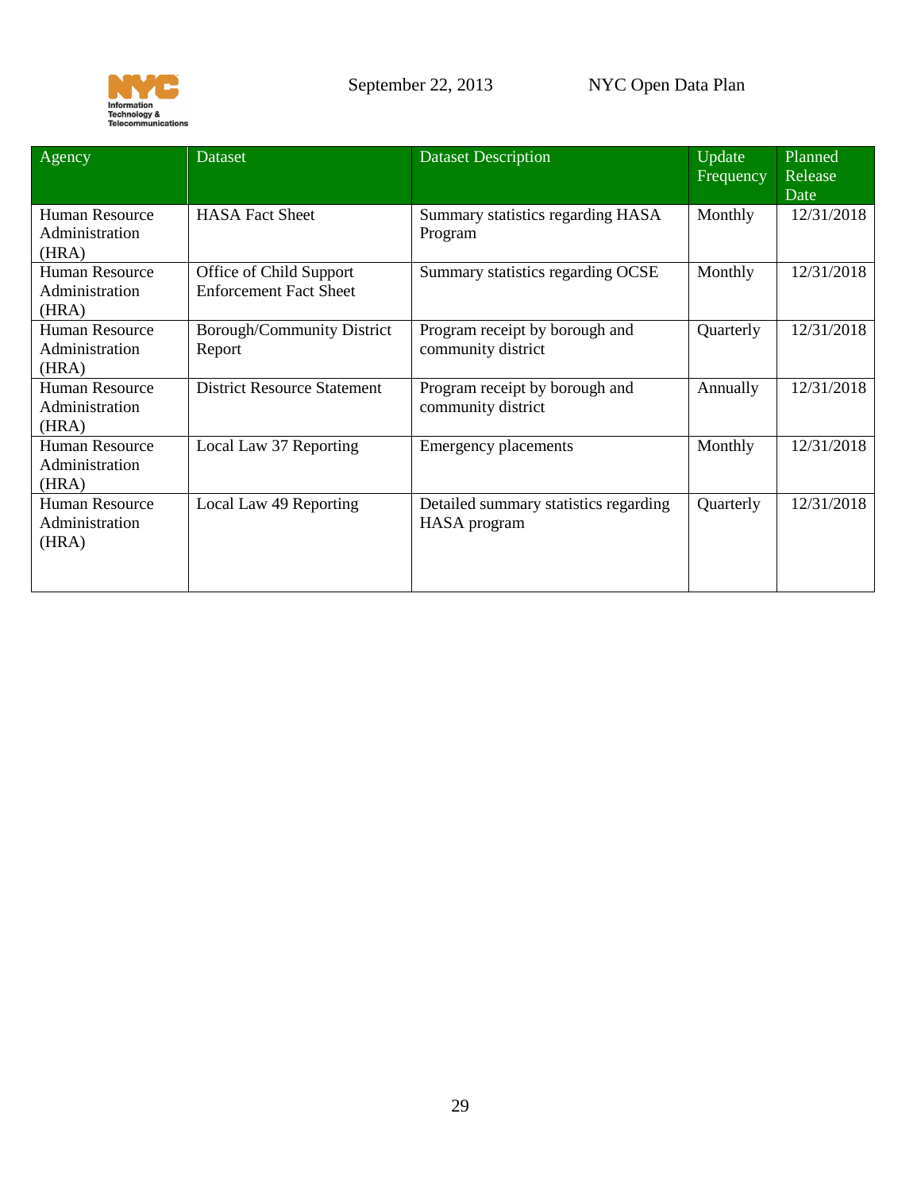| Agency | Dataset | Dataset Description | Update Frequency | Planned Release Date |
|---|---|---|---|---|
| Human Resource Administration (HRA) | HASA Fact Sheet | Summary statistics regarding HASA Program | Monthly | 12/31/2018 |
| Human Resource Administration (HRA) | Office of Child Support Enforcement Fact Sheet | Summary statistics regarding OCSE | Monthly | 12/31/2018 |
| Human Resource Administration (HRA) | Borough/Community District Report | Program receipt by borough and community district | Quarterly | 12/31/2018 |
| Human Resource Administration (HRA) | District Resource Statement | Program receipt by borough and community district | Annually | 12/31/2018 |
| Human Resource Administration (HRA) | Local Law 37 Reporting | Emergency placements | Monthly | 12/31/2018 |
| Human Resource Administration (HRA) | Local Law 49 Reporting | Detailed summary statistics regarding HASA program | Quarterly | 12/31/2018 |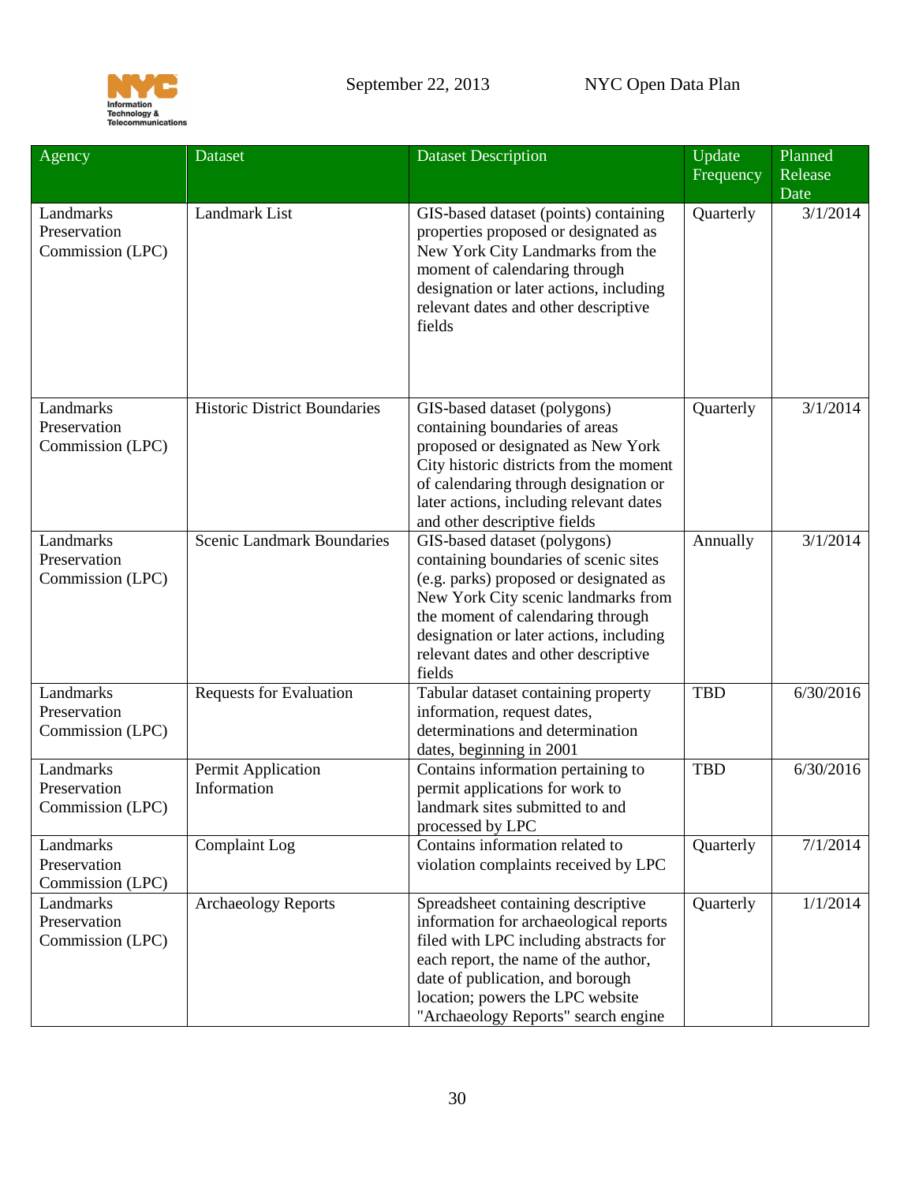| Agency | Dataset | Dataset Description | Update Frequency | Planned Release Date |
|---|---|---|---|---|
| Landmarks Preservation Commission (LPC) | Landmark List | GIS-based dataset (points) containing properties proposed or designated as New York City Landmarks from the moment of calendaring through designation or later actions, including relevant dates and other descriptive fields | Quarterly | 3/1/2014 |
| Landmarks Preservation Commission (LPC) | Historic District Boundaries | GIS-based dataset (polygons) containing boundaries of areas proposed or designated as New York City historic districts from the moment of calendaring through designation or later actions, including relevant dates and other descriptive fields | Quarterly | 3/1/2014 |
| Landmarks Preservation Commission (LPC) | Scenic Landmark Boundaries | GIS-based dataset (polygons) containing boundaries of scenic sites (e.g. parks) proposed or designated as New York City scenic landmarks from the moment of calendaring through designation or later actions, including relevant dates and other descriptive fields | Annually | 3/1/2014 |
| Landmarks Preservation Commission (LPC) | Requests for Evaluation | Tabular dataset containing property information, request dates, determinations and determination dates, beginning in 2001 | TBD | 6/30/2016 |
| Landmarks Preservation Commission (LPC) | Permit Application Information | Contains information pertaining to permit applications for work to landmark sites submitted to and processed by LPC | TBD | 6/30/2016 |
| Landmarks Preservation Commission (LPC) | Complaint Log | Contains information related to violation complaints received by LPC | Quarterly | 7/1/2014 |
| Landmarks Preservation Commission (LPC) | Archaeology Reports | Spreadsheet containing descriptive information for archaeological reports filed with LPC including abstracts for each report, the name of the author, date of publication, and borough location; powers the LPC website "Archaeology Reports" search engine | Quarterly | 1/1/2014 |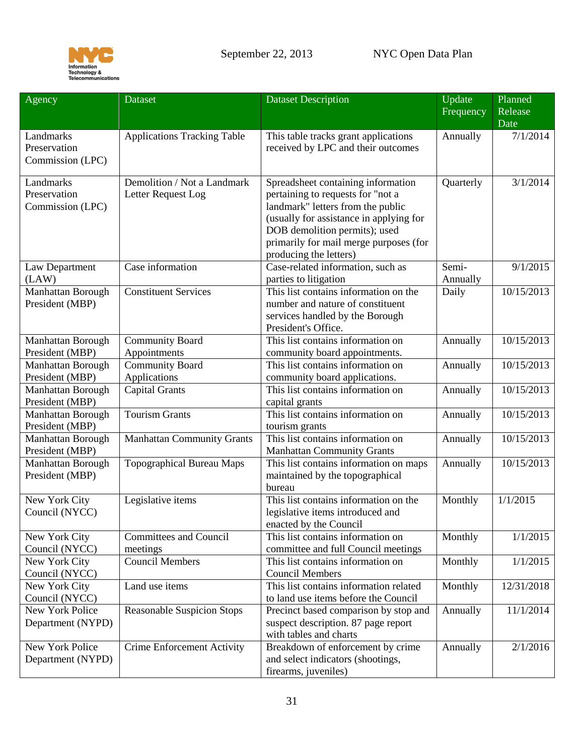| Agency | Dataset | Dataset Description | Update Frequency | Planned Release Date |
|---|---|---|---|---|
| Landmarks Preservation Commission (LPC) | Applications Tracking Table | This table tracks grant applications received by LPC and their outcomes | Annually | 7/1/2014 |
| Landmarks Preservation Commission (LPC) | Demolition / Not a Landmark Letter Request Log | Spreadsheet containing information pertaining to requests for "not a landmark" letters from the public (usually for assistance in applying for DOB demolition permits); used primarily for mail merge purposes (for producing the letters) | Quarterly | 3/1/2014 |
| Law Department (LAW) | Case information | Case-related information, such as parties to litigation | Semi-Annually | 9/1/2015 |
| Manhattan Borough President (MBP) | Constituent Services | This list contains information on the number and nature of constituent services handled by the Borough President's Office. | Daily | 10/15/2013 |
| Manhattan Borough President (MBP) | Community Board Appointments | This list contains information on community board appointments. | Annually | 10/15/2013 |
| Manhattan Borough President (MBP) | Community Board Applications | This list contains information on community board applications. | Annually | 10/15/2013 |
| Manhattan Borough President (MBP) | Capital Grants | This list contains information on capital grants | Annually | 10/15/2013 |
| Manhattan Borough President (MBP) | Tourism Grants | This list contains information on tourism grants | Annually | 10/15/2013 |
| Manhattan Borough President (MBP) | Manhattan Community Grants | This list contains information on Manhattan Community Grants | Annually | 10/15/2013 |
| Manhattan Borough President (MBP) | Topographical Bureau Maps | This list contains information on maps maintained by the topographical bureau | Annually | 10/15/2013 |
| New York City Council (NYCC) | Legislative items | This list contains information on the legislative items introduced and enacted by the Council | Monthly | 1/1/2015 |
| New York City Council (NYCC) | Committees and Council meetings | This list contains information on committee and full Council meetings | Monthly | 1/1/2015 |
| New York City Council (NYCC) | Council Members | This list contains information on Council Members | Monthly | 1/1/2015 |
| New York City Council (NYCC) | Land use items | This list contains information related to land use items before the Council | Monthly | 12/31/2018 |
| New York Police Department (NYPD) | Reasonable Suspicion Stops | Precinct based comparison by stop and suspect description. 87 page report with tables and charts | Annually | 11/1/2014 |
| New York Police Department (NYPD) | Crime Enforcement Activity | Breakdown of enforcement by crime and select indicators (shootings, firearms, juveniles) | Annually | 2/1/2016 |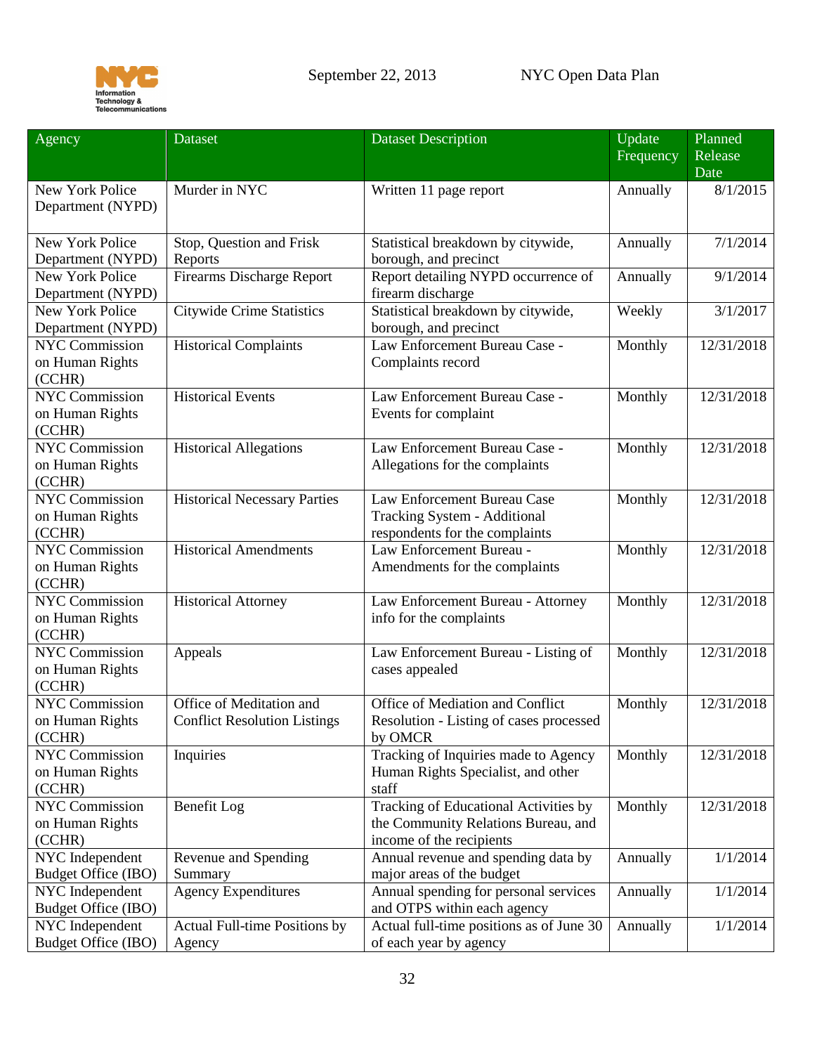| Agency | Dataset | Dataset Description | Update Frequency | Planned Release Date |
|---|---|---|---|---|
| New York Police Department (NYPD) | Murder in NYC | Written 11 page report | Annually | 8/1/2015 |
| New York Police Department (NYPD) | Stop, Question and Frisk Reports | Statistical breakdown by citywide, borough, and precinct | Annually | 7/1/2014 |
| New York Police Department (NYPD) | Firearms Discharge Report | Report detailing NYPD occurrence of firearm discharge | Annually | 9/1/2014 |
| New York Police Department (NYPD) | Citywide Crime Statistics | Statistical breakdown by citywide, borough, and precinct | Weekly | 3/1/2017 |
| NYC Commission on Human Rights (CCHR) | Historical Complaints | Law Enforcement Bureau Case - Complaints record | Monthly | 12/31/2018 |
| NYC Commission on Human Rights (CCHR) | Historical Events | Law Enforcement Bureau Case - Events for complaint | Monthly | 12/31/2018 |
| NYC Commission on Human Rights (CCHR) | Historical Allegations | Law Enforcement Bureau Case - Allegations for the complaints | Monthly | 12/31/2018 |
| NYC Commission on Human Rights (CCHR) | Historical Necessary Parties | Law Enforcement Bureau Case Tracking System - Additional respondents for the complaints | Monthly | 12/31/2018 |
| NYC Commission on Human Rights (CCHR) | Historical Amendments | Law Enforcement Bureau - Amendments for the complaints | Monthly | 12/31/2018 |
| NYC Commission on Human Rights (CCHR) | Historical Attorney | Law Enforcement Bureau - Attorney info for the complaints | Monthly | 12/31/2018 |
| NYC Commission on Human Rights (CCHR) | Appeals | Law Enforcement Bureau - Listing of cases appealed | Monthly | 12/31/2018 |
| NYC Commission on Human Rights (CCHR) | Office of Meditation and Conflict Resolution Listings | Office of Mediation and Conflict Resolution - Listing of cases processed by OMCR | Monthly | 12/31/2018 |
| NYC Commission on Human Rights (CCHR) | Inquiries | Tracking of Inquiries made to Agency Human Rights Specialist, and other staff | Monthly | 12/31/2018 |
| NYC Commission on Human Rights (CCHR) | Benefit Log | Tracking of Educational Activities by the Community Relations Bureau, and income of the recipients | Monthly | 12/31/2018 |
| NYC Independent Budget Office (IBO) | Revenue and Spending Summary | Annual revenue and spending data by major areas of the budget | Annually | 1/1/2014 |
| NYC Independent Budget Office (IBO) | Agency Expenditures | Annual spending for personal services and OTPS within each agency | Annually | 1/1/2014 |
| NYC Independent Budget Office (IBO) | Actual Full-time Positions by Agency | Actual full-time positions as of June 30 of each year by agency | Annually | 1/1/2014 |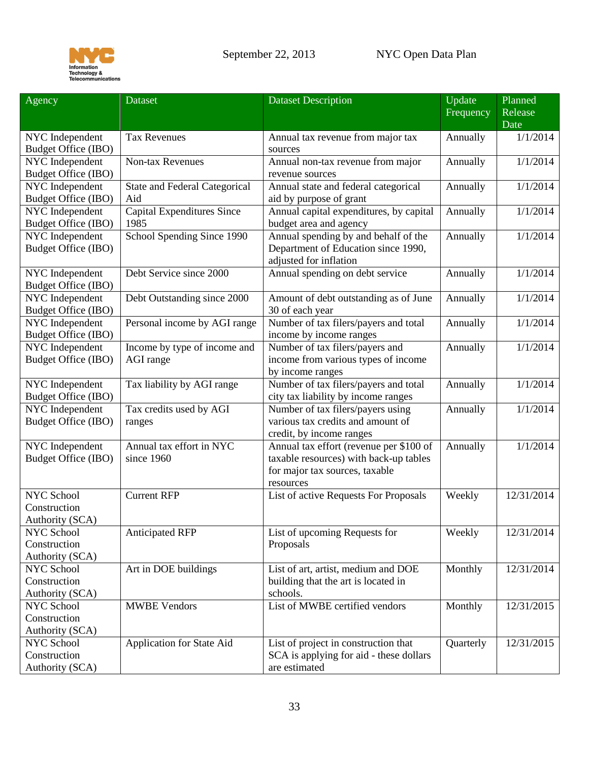| Agency | Dataset | Dataset Description | Update Frequency | Planned Release Date |
|---|---|---|---|---|
| NYC Independent Budget Office (IBO) | Tax Revenues | Annual tax revenue from major tax sources | Annually | 1/1/2014 |
| NYC Independent Budget Office (IBO) | Non-tax Revenues | Annual non-tax revenue from major revenue sources | Annually | 1/1/2014 |
| NYC Independent Budget Office (IBO) | State and Federal Categorical Aid | Annual state and federal categorical aid by purpose of grant | Annually | 1/1/2014 |
| NYC Independent Budget Office (IBO) | Capital Expenditures Since 1985 | Annual capital expenditures, by capital budget area and agency | Annually | 1/1/2014 |
| NYC Independent Budget Office (IBO) | School Spending Since 1990 | Annual spending by and behalf of the Department of Education since 1990, adjusted for inflation | Annually | 1/1/2014 |
| NYC Independent Budget Office (IBO) | Debt Service since 2000 | Annual spending on debt service | Annually | 1/1/2014 |
| NYC Independent Budget Office (IBO) | Debt Outstanding since 2000 | Amount of debt outstanding as of June 30 of each year | Annually | 1/1/2014 |
| NYC Independent Budget Office (IBO) | Personal income by AGI range | Number of tax filers/payers and total income by income ranges | Annually | 1/1/2014 |
| NYC Independent Budget Office (IBO) | Income by type of income and AGI range | Number of tax filers/payers and income from various types of income by income ranges | Annually | 1/1/2014 |
| NYC Independent Budget Office (IBO) | Tax liability by AGI range | Number of tax filers/payers and total city tax liability by income ranges | Annually | 1/1/2014 |
| NYC Independent Budget Office (IBO) | Tax credits used by AGI ranges | Number of tax filers/payers using various tax credits and amount of credit, by income ranges | Annually | 1/1/2014 |
| NYC Independent Budget Office (IBO) | Annual tax effort in NYC since 1960 | Annual tax effort (revenue per $100 of taxable resources) with back-up tables for major tax sources, taxable resources | Annually | 1/1/2014 |
| NYC School Construction Authority (SCA) | Current RFP | List of active Requests For Proposals | Weekly | 12/31/2014 |
| NYC School Construction Authority (SCA) | Anticipated RFP | List of upcoming Requests for Proposals | Weekly | 12/31/2014 |
| NYC School Construction Authority (SCA) | Art in DOE buildings | List of art, artist, medium and DOE building that the art is located in schools. | Monthly | 12/31/2014 |
| NYC School Construction Authority (SCA) | MWBE Vendors | List of MWBE certified vendors | Monthly | 12/31/2015 |
| NYC School Construction Authority (SCA) | Application for State Aid | List of project in construction that SCA is applying for aid - these dollars are estimated | Quarterly | 12/31/2015 |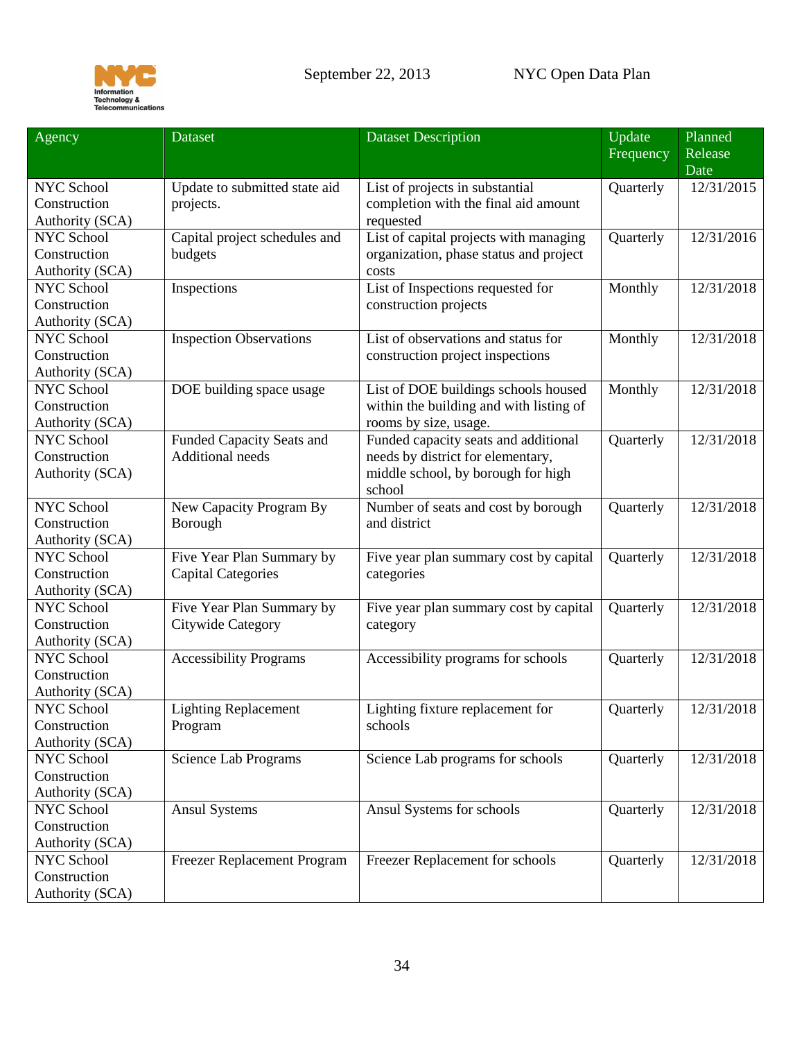| Agency | Dataset | Dataset Description | Update Frequency | Planned Release Date |
|---|---|---|---|---|
| NYC School Construction Authority (SCA) | Update to submitted state aid projects. | List of projects in substantial completion with the final aid amount requested | Quarterly | 12/31/2015 |
| NYC School Construction Authority (SCA) | Capital project schedules and budgets | List of capital projects with managing organization, phase status and project costs | Quarterly | 12/31/2016 |
| NYC School Construction Authority (SCA) | Inspections | List of Inspections requested for construction projects | Monthly | 12/31/2018 |
| NYC School Construction Authority (SCA) | Inspection Observations | List of observations and status for construction project inspections | Monthly | 12/31/2018 |
| NYC School Construction Authority (SCA) | DOE building space usage | List of DOE buildings schools housed within the building and with listing of rooms by size, usage. | Monthly | 12/31/2018 |
| NYC School Construction Authority (SCA) | Funded Capacity Seats and Additional needs | Funded capacity seats and additional needs by district for elementary, middle school, by borough for high school | Quarterly | 12/31/2018 |
| NYC School Construction Authority (SCA) | New Capacity Program By Borough | Number of seats and cost by borough and district | Quarterly | 12/31/2018 |
| NYC School Construction Authority (SCA) | Five Year Plan Summary by Capital Categories | Five year plan summary cost by capital categories | Quarterly | 12/31/2018 |
| NYC School Construction Authority (SCA) | Five Year Plan Summary by Citywide Category | Five year plan summary cost by capital category | Quarterly | 12/31/2018 |
| NYC School Construction Authority (SCA) | Accessibility Programs | Accessibility programs for schools | Quarterly | 12/31/2018 |
| NYC School Construction Authority (SCA) | Lighting Replacement Program | Lighting fixture replacement for schools | Quarterly | 12/31/2018 |
| NYC School Construction Authority (SCA) | Science Lab Programs | Science Lab programs for schools | Quarterly | 12/31/2018 |
| NYC School Construction Authority (SCA) | Ansul Systems | Ansul Systems for schools | Quarterly | 12/31/2018 |
| NYC School Construction Authority (SCA) | Freezer Replacement Program | Freezer Replacement for schools | Quarterly | 12/31/2018 |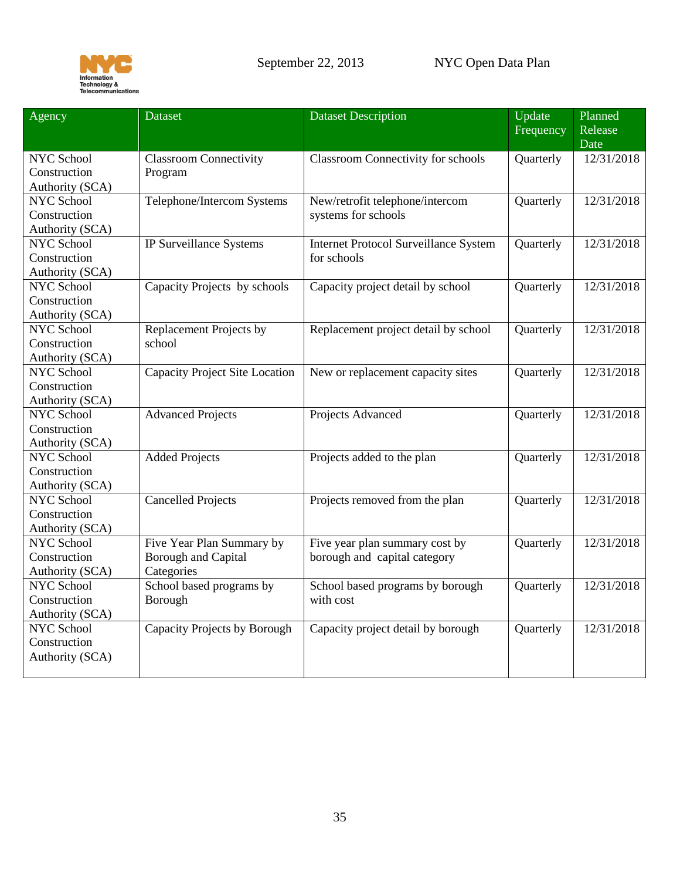| Agency | Dataset | Dataset Description | Update Frequency | Planned Release Date |
|---|---|---|---|---|
| NYC School Construction Authority (SCA) | Classroom Connectivity Program | Classroom Connectivity for schools | Quarterly | 12/31/2018 |
| NYC School Construction Authority (SCA) | Telephone/Intercom Systems | New/retrofit telephone/intercom systems for schools | Quarterly | 12/31/2018 |
| NYC School Construction Authority (SCA) | IP Surveillance Systems | Internet Protocol Surveillance System for schools | Quarterly | 12/31/2018 |
| NYC School Construction Authority (SCA) | Capacity Projects by schools | Capacity project detail by school | Quarterly | 12/31/2018 |
| NYC School Construction Authority (SCA) | Replacement Projects by school | Replacement project detail by school | Quarterly | 12/31/2018 |
| NYC School Construction Authority (SCA) | Capacity Project Site Location | New or replacement capacity sites | Quarterly | 12/31/2018 |
| NYC School Construction Authority (SCA) | Advanced Projects | Projects Advanced | Quarterly | 12/31/2018 |
| NYC School Construction Authority (SCA) | Added Projects | Projects added to the plan | Quarterly | 12/31/2018 |
| NYC School Construction Authority (SCA) | Cancelled Projects | Projects removed from the plan | Quarterly | 12/31/2018 |
| NYC School Construction Authority (SCA) | Five Year Plan Summary by Borough and Capital Categories | Five year plan summary cost by borough and capital category | Quarterly | 12/31/2018 |
| NYC School Construction Authority (SCA) | School based programs by Borough | School based programs by borough with cost | Quarterly | 12/31/2018 |
| NYC School Construction Authority (SCA) | Capacity Projects by Borough | Capacity project detail by borough | Quarterly | 12/31/2018 |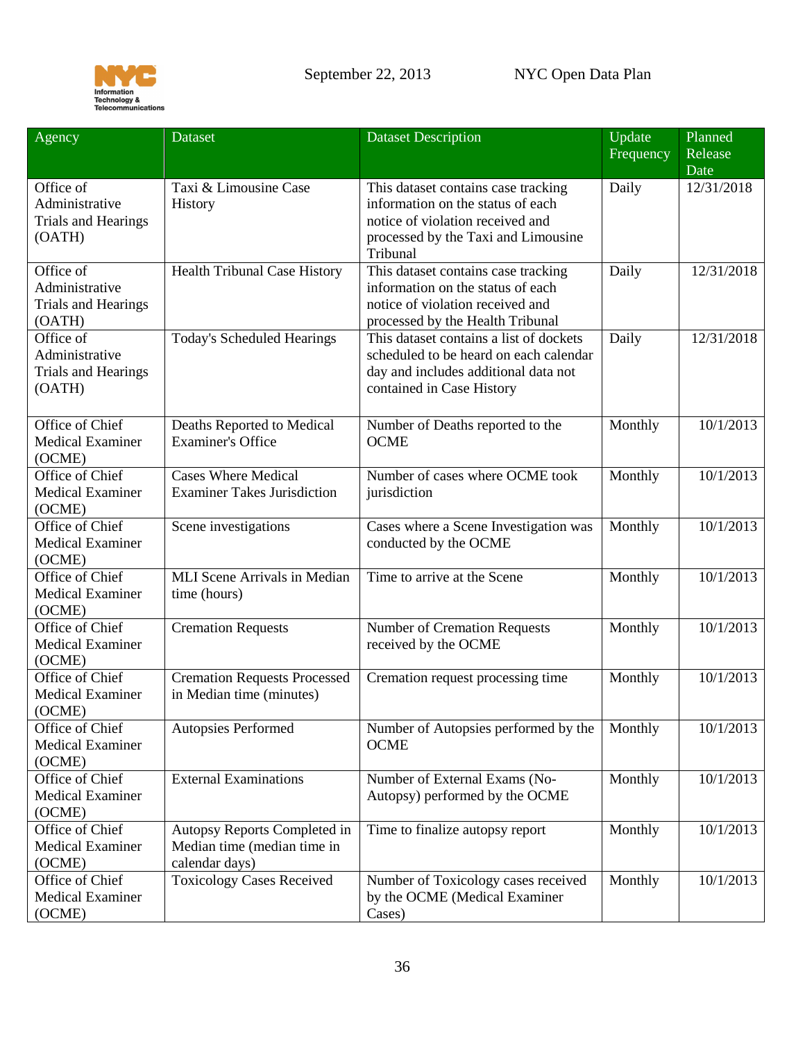| Agency | Dataset | Dataset Description | Update Frequency | Planned Release Date |
| --- | --- | --- | --- | --- |
| Office of Administrative Trials and Hearings (OATH) | Taxi & Limousine Case History | This dataset contains case tracking information on the status of each notice of violation received and processed by the Taxi and Limousine Tribunal | Daily | 12/31/2018 |
| Office of Administrative Trials and Hearings (OATH) | Health Tribunal Case History | This dataset contains case tracking information on the status of each notice of violation received and processed by the Health Tribunal | Daily | 12/31/2018 |
| Office of Administrative Trials and Hearings (OATH) | Today's Scheduled Hearings | This dataset contains a list of dockets scheduled to be heard on each calendar day and includes additional data not contained in Case History | Daily | 12/31/2018 |
| Office of Chief Medical Examiner (OCME) | Deaths Reported to Medical Examiner's Office | Number of Deaths reported to the OCME | Monthly | 10/1/2013 |
| Office of Chief Medical Examiner (OCME) | Cases Where Medical Examiner Takes Jurisdiction | Number of cases where OCME took jurisdiction | Monthly | 10/1/2013 |
| Office of Chief Medical Examiner (OCME) | Scene investigations | Cases where a Scene Investigation was conducted by the OCME | Monthly | 10/1/2013 |
| Office of Chief Medical Examiner (OCME) | MLI Scene Arrivals in Median time (hours) | Time to arrive at the Scene | Monthly | 10/1/2013 |
| Office of Chief Medical Examiner (OCME) | Cremation Requests | Number of Cremation Requests received by the OCME | Monthly | 10/1/2013 |
| Office of Chief Medical Examiner (OCME) | Cremation Requests Processed in Median time (minutes) | Cremation request processing time | Monthly | 10/1/2013 |
| Office of Chief Medical Examiner (OCME) | Autopsies Performed | Number of Autopsies performed by the OCME | Monthly | 10/1/2013 |
| Office of Chief Medical Examiner (OCME) | External Examinations | Number of External Exams (No-Autopsy) performed by the OCME | Monthly | 10/1/2013 |
| Office of Chief Medical Examiner (OCME) | Autopsy Reports Completed in Median time (median time in calendar days) | Time to finalize autopsy report | Monthly | 10/1/2013 |
| Office of Chief Medical Examiner (OCME) | Toxicology Cases Received | Number of Toxicology cases received by the OCME (Medical Examiner Cases) | Monthly | 10/1/2013 |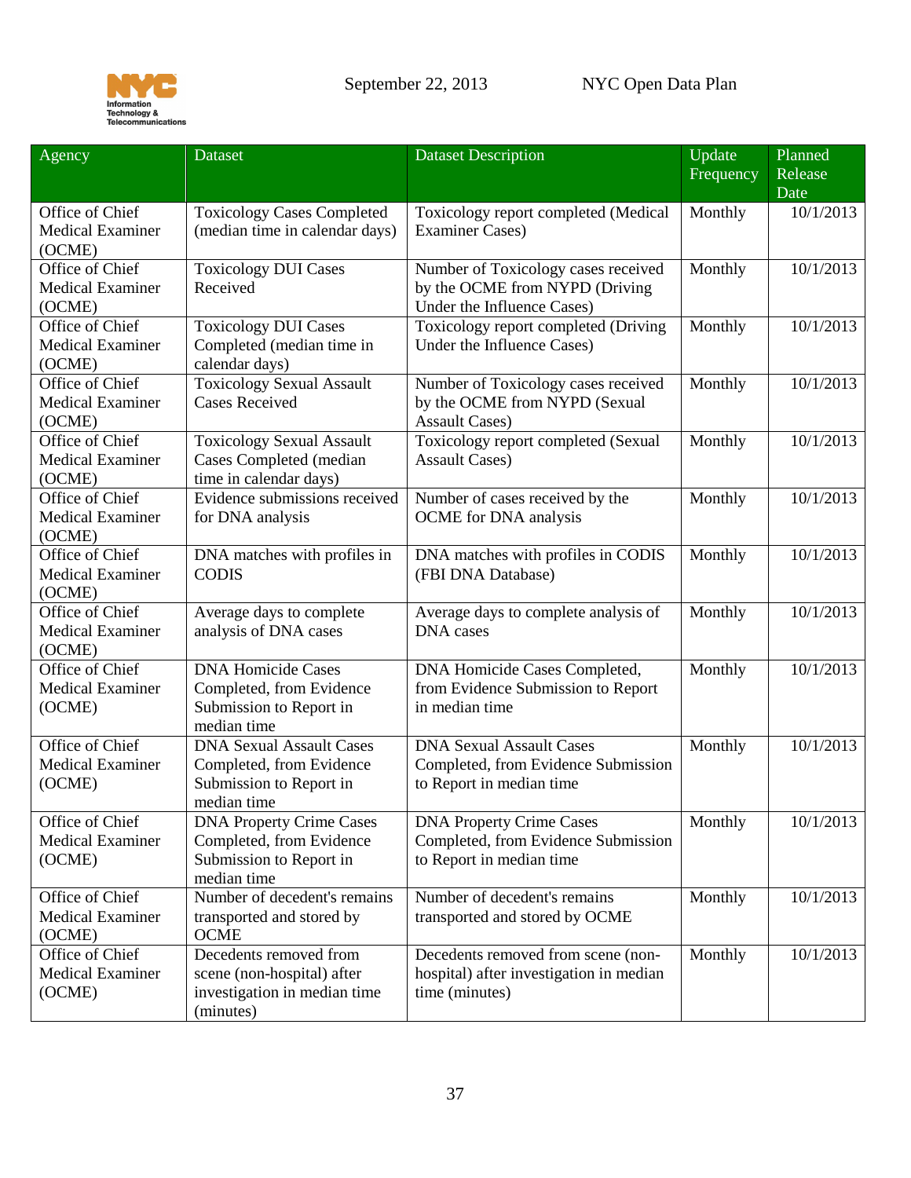| Agency | Dataset | Dataset Description | Update Frequency | Planned Release Date |
|---|---|---|---|---|
| Office of Chief Medical Examiner (OCME) | Toxicology Cases Completed (median time in calendar days) | Toxicology report completed (Medical Examiner Cases) | Monthly | 10/1/2013 |
| Office of Chief Medical Examiner (OCME) | Toxicology DUI Cases Received | Number of Toxicology cases received by the OCME from NYPD (Driving Under the Influence Cases) | Monthly | 10/1/2013 |
| Office of Chief Medical Examiner (OCME) | Toxicology DUI Cases Completed (median time in calendar days) | Toxicology report completed (Driving Under the Influence Cases) | Monthly | 10/1/2013 |
| Office of Chief Medical Examiner (OCME) | Toxicology Sexual Assault Cases Received | Number of Toxicology cases received by the OCME from NYPD (Sexual Assault Cases) | Monthly | 10/1/2013 |
| Office of Chief Medical Examiner (OCME) | Toxicology Sexual Assault Cases Completed (median time in calendar days) | Toxicology report completed (Sexual Assault Cases) | Monthly | 10/1/2013 |
| Office of Chief Medical Examiner (OCME) | Evidence submissions received for DNA analysis | Number of cases received by the OCME for DNA analysis | Monthly | 10/1/2013 |
| Office of Chief Medical Examiner (OCME) | DNA matches with profiles in CODIS | DNA matches with profiles in CODIS (FBI DNA Database) | Monthly | 10/1/2013 |
| Office of Chief Medical Examiner (OCME) | Average days to complete analysis of DNA cases | Average days to complete analysis of DNA cases | Monthly | 10/1/2013 |
| Office of Chief Medical Examiner (OCME) | DNA Homicide Cases Completed, from Evidence Submission to Report in median time | DNA Homicide Cases Completed, from Evidence Submission to Report in median time | Monthly | 10/1/2013 |
| Office of Chief Medical Examiner (OCME) | DNA Sexual Assault Cases Completed, from Evidence Submission to Report in median time | DNA Sexual Assault Cases Completed, from Evidence Submission to Report in median time | Monthly | 10/1/2013 |
| Office of Chief Medical Examiner (OCME) | DNA Property Crime Cases Completed, from Evidence Submission to Report in median time | DNA Property Crime Cases Completed, from Evidence Submission to Report in median time | Monthly | 10/1/2013 |
| Office of Chief Medical Examiner (OCME) | Number of decedent's remains transported and stored by OCME | Number of decedent's remains transported and stored by OCME | Monthly | 10/1/2013 |
| Office of Chief Medical Examiner (OCME) | Decedents removed from scene (non-hospital) after investigation in median time (minutes) | Decedents removed from scene (non-hospital) after investigation in median time (minutes) | Monthly | 10/1/2013 |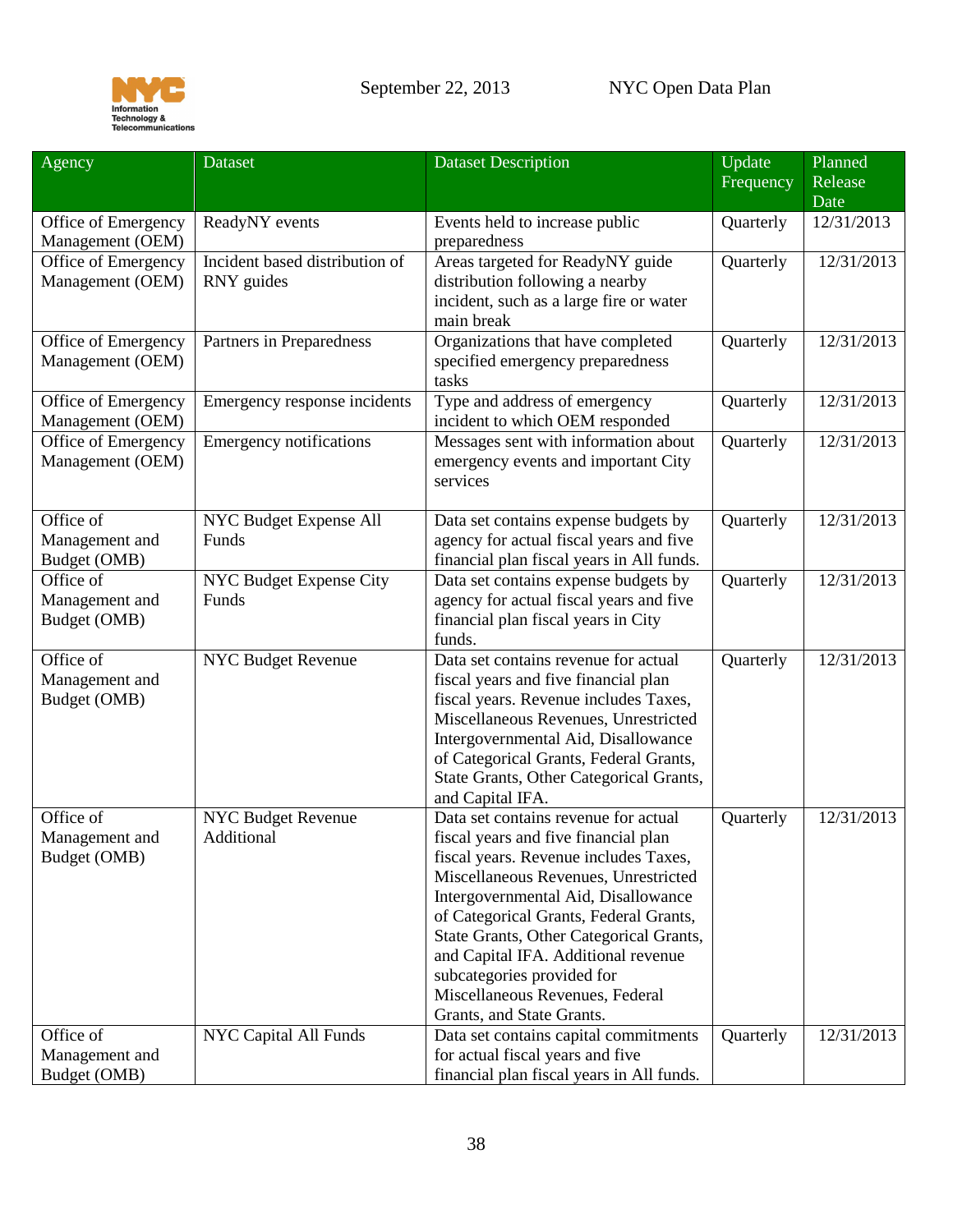| Agency | Dataset | Dataset Description | Update Frequency | Planned Release Date |
|---|---|---|---|---|
| Office of Emergency Management (OEM) | ReadyNY events | Events held to increase public preparedness | Quarterly | 12/31/2013 |
| Office of Emergency Management (OEM) | Incident based distribution of RNY guides | Areas targeted for ReadyNY guide distribution following a nearby incident, such as a large fire or water main break | Quarterly | 12/31/2013 |
| Office of Emergency Management (OEM) | Partners in Preparedness | Organizations that have completed specified emergency preparedness tasks | Quarterly | 12/31/2013 |
| Office of Emergency Management (OEM) | Emergency response incidents | Type and address of emergency incident to which OEM responded | Quarterly | 12/31/2013 |
| Office of Emergency Management (OEM) | Emergency notifications | Messages sent with information about emergency events and important City services | Quarterly | 12/31/2013 |
| Office of Management and Budget (OMB) | NYC Budget Expense All Funds | Data set contains expense budgets by agency for actual fiscal years and five financial plan fiscal years in All funds. | Quarterly | 12/31/2013 |
| Office of Management and Budget (OMB) | NYC Budget Expense City Funds | Data set contains expense budgets by agency for actual fiscal years and five financial plan fiscal years in City funds. | Quarterly | 12/31/2013 |
| Office of Management and Budget (OMB) | NYC Budget Revenue | Data set contains revenue for actual fiscal years and five financial plan fiscal years. Revenue includes Taxes, Miscellaneous Revenues, Unrestricted Intergovernmental Aid, Disallowance of Categorical Grants, Federal Grants, State Grants, Other Categorical Grants, and Capital IFA. | Quarterly | 12/31/2013 |
| Office of Management and Budget (OMB) | NYC Budget Revenue Additional | Data set contains revenue for actual fiscal years and five financial plan fiscal years. Revenue includes Taxes, Miscellaneous Revenues, Unrestricted Intergovernmental Aid, Disallowance of Categorical Grants, Federal Grants, State Grants, Other Categorical Grants, and Capital IFA. Additional revenue subcategories provided for Miscellaneous Revenues, Federal Grants, and State Grants. | Quarterly | 12/31/2013 |
| Office of Management and Budget (OMB) | NYC Capital All Funds | Data set contains capital commitments for actual fiscal years and five financial plan fiscal years in All funds. | Quarterly | 12/31/2013 |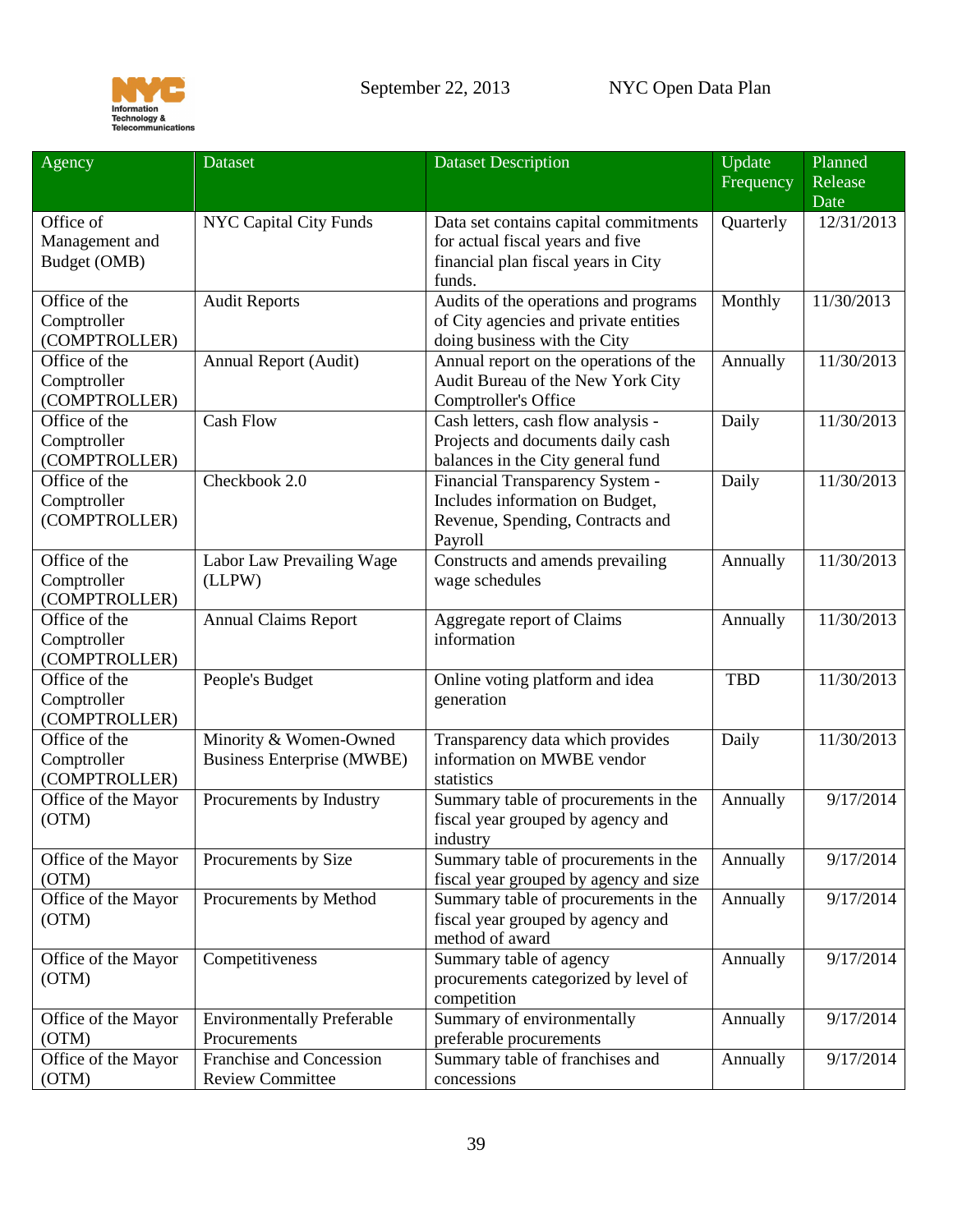| Agency | Dataset | Dataset Description | Update Frequency | Planned Release Date |
|---|---|---|---|---|
| Office of Management and Budget (OMB) | NYC Capital City Funds | Data set contains capital commitments for actual fiscal years and five financial plan fiscal years in City funds. | Quarterly | 12/31/2013 |
| Office of the Comptroller (COMPTROLLER) | Audit Reports | Audits of the operations and programs of City agencies and private entities doing business with the City | Monthly | 11/30/2013 |
| Office of the Comptroller (COMPTROLLER) | Annual Report (Audit) | Annual report on the operations of the Audit Bureau of the New York City Comptroller's Office | Annually | 11/30/2013 |
| Office of the Comptroller (COMPTROLLER) | Cash Flow | Cash letters, cash flow analysis - Projects and documents daily cash balances in the City general fund | Daily | 11/30/2013 |
| Office of the Comptroller (COMPTROLLER) | Checkbook 2.0 | Financial Transparency System - Includes information on Budget, Revenue, Spending, Contracts and Payroll | Daily | 11/30/2013 |
| Office of the Comptroller (COMPTROLLER) | Labor Law Prevailing Wage (LLPW) | Constructs and amends prevailing wage schedules | Annually | 11/30/2013 |
| Office of the Comptroller (COMPTROLLER) | Annual Claims Report | Aggregate report of Claims information | Annually | 11/30/2013 |
| Office of the Comptroller (COMPTROLLER) | People's Budget | Online voting platform and idea generation | TBD | 11/30/2013 |
| Office of the Comptroller (COMPTROLLER) | Minority & Women-Owned Business Enterprise (MWBE) | Transparency data which provides information on MWBE vendor statistics | Daily | 11/30/2013 |
| Office of the Mayor (OTM) | Procurements by Industry | Summary table of procurements in the fiscal year grouped by agency and industry | Annually | 9/17/2014 |
| Office of the Mayor (OTM) | Procurements by Size | Summary table of procurements in the fiscal year grouped by agency and size | Annually | 9/17/2014 |
| Office of the Mayor (OTM) | Procurements by Method | Summary table of procurements in the fiscal year grouped by agency and method of award | Annually | 9/17/2014 |
| Office of the Mayor (OTM) | Competitiveness | Summary table of agency procurements categorized by level of competition | Annually | 9/17/2014 |
| Office of the Mayor (OTM) | Environmentally Preferable Procurements | Summary of environmentally preferable procurements | Annually | 9/17/2014 |
| Office of the Mayor (OTM) | Franchise and Concession Review Committee | Summary table of franchises and concessions | Annually | 9/17/2014 |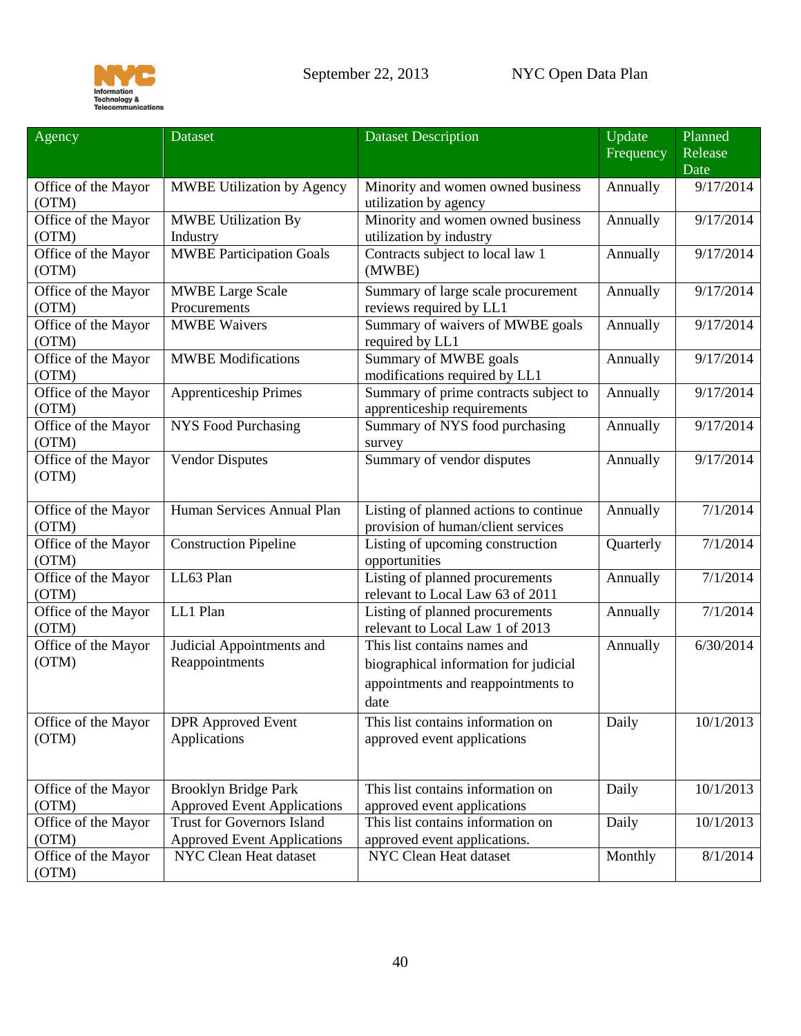| Agency | Dataset | Dataset Description | Update Frequency | Planned Release Date |
|---|---|---|---|---|
| Office of the Mayor (OTM) | MWBE Utilization by Agency | Minority and women owned business utilization by agency | Annually | 9/17/2014 |
| Office of the Mayor (OTM) | MWBE Utilization By Industry | Minority and women owned business utilization by industry | Annually | 9/17/2014 |
| Office of the Mayor (OTM) | MWBE Participation Goals | Contracts subject to local law 1 (MWBE) | Annually | 9/17/2014 |
| Office of the Mayor (OTM) | MWBE Large Scale Procurements | Summary of large scale procurement reviews required by LL1 | Annually | 9/17/2014 |
| Office of the Mayor (OTM) | MWBE Waivers | Summary of waivers of MWBE goals required by LL1 | Annually | 9/17/2014 |
| Office of the Mayor (OTM) | MWBE Modifications | Summary of MWBE goals modifications required by LL1 | Annually | 9/17/2014 |
| Office of the Mayor (OTM) | Apprenticeship Primes | Summary of prime contracts subject to apprenticeship requirements | Annually | 9/17/2014 |
| Office of the Mayor (OTM) | NYS Food Purchasing | Summary of NYS food purchasing survey | Annually | 9/17/2014 |
| Office of the Mayor (OTM) | Vendor Disputes | Summary of vendor disputes | Annually | 9/17/2014 |
| Office of the Mayor (OTM) | Human Services Annual Plan | Listing of planned actions to continue provision of human/client services | Annually | 7/1/2014 |
| Office of the Mayor (OTM) | Construction Pipeline | Listing of upcoming construction opportunities | Quarterly | 7/1/2014 |
| Office of the Mayor (OTM) | LL63 Plan | Listing of planned procurements relevant to Local Law 63 of 2011 | Annually | 7/1/2014 |
| Office of the Mayor (OTM) | LL1 Plan | Listing of planned procurements relevant to Local Law 1 of 2013 | Annually | 7/1/2014 |
| Office of the Mayor (OTM) | Judicial Appointments and Reappointments | This list contains names and biographical information for judicial appointments and reappointments to date | Annually | 6/30/2014 |
| Office of the Mayor (OTM) | DPR Approved Event Applications | This list contains information on approved event applications | Daily | 10/1/2013 |
| Office of the Mayor (OTM) | Brooklyn Bridge Park Approved Event Applications | This list contains information on approved event applications | Daily | 10/1/2013 |
| Office of the Mayor (OTM) | Trust for Governors Island Approved Event Applications | This list contains information on approved event applications. | Daily | 10/1/2013 |
| Office of the Mayor (OTM) | NYC Clean Heat dataset | NYC Clean Heat dataset | Monthly | 8/1/2014 |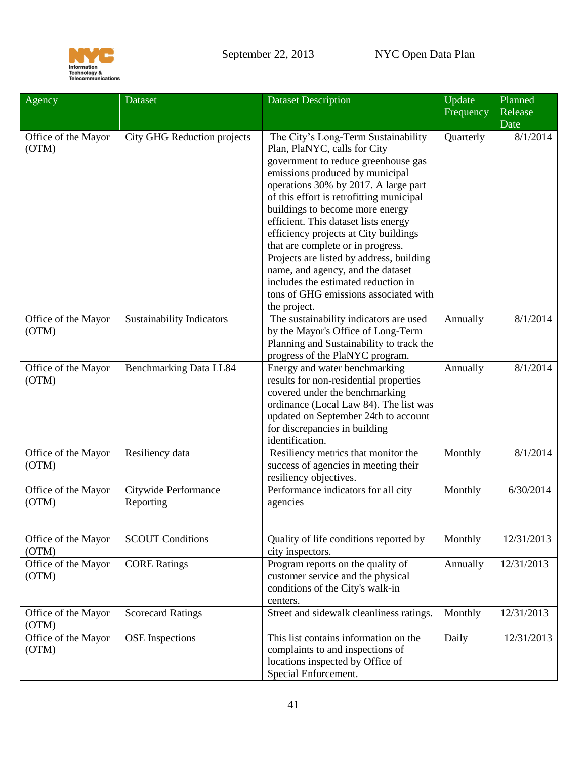| Agency | Dataset | Dataset Description | Update Frequency | Planned Release Date |
|---|---|---|---|---|
| Office of the Mayor (OTM) | City GHG Reduction projects | The City's Long-Term Sustainability Plan, PlaNYC, calls for City government to reduce greenhouse gas emissions produced by municipal operations 30% by 2017. A large part of this effort is retrofitting municipal buildings to become more energy efficient. This dataset lists energy efficiency projects at City buildings that are complete or in progress. Projects are listed by address, building name, and agency, and the dataset includes the estimated reduction in tons of GHG emissions associated with the project. | Quarterly | 8/1/2014 |
| Office of the Mayor (OTM) | Sustainability Indicators | The sustainability indicators are used by the Mayor's Office of Long-Term Planning and Sustainability to track the progress of the PlaNYC program. | Annually | 8/1/2014 |
| Office of the Mayor (OTM) | Benchmarking Data LL84 | Energy and water benchmarking results for non-residential properties covered under the benchmarking ordinance (Local Law 84). The list was updated on September 24th to account for discrepancies in building identification. | Annually | 8/1/2014 |
| Office of the Mayor (OTM) | Resiliency data | Resiliency metrics that monitor the success of agencies in meeting their resiliency objectives. | Monthly | 8/1/2014 |
| Office of the Mayor (OTM) | Citywide Performance Reporting | Performance indicators for all city agencies | Monthly | 6/30/2014 |
| Office of the Mayor (OTM) | SCOUT Conditions | Quality of life conditions reported by city inspectors. | Monthly | 12/31/2013 |
| Office of the Mayor (OTM) | CORE Ratings | Program reports on the quality of customer service and the physical conditions of the City's walk-in centers. | Annually | 12/31/2013 |
| Office of the Mayor (OTM) | Scorecard Ratings | Street and sidewalk cleanliness ratings. | Monthly | 12/31/2013 |
| Office of the Mayor (OTM) | OSE Inspections | This list contains information on the complaints to and inspections of locations inspected by Office of Special Enforcement. | Daily | 12/31/2013 |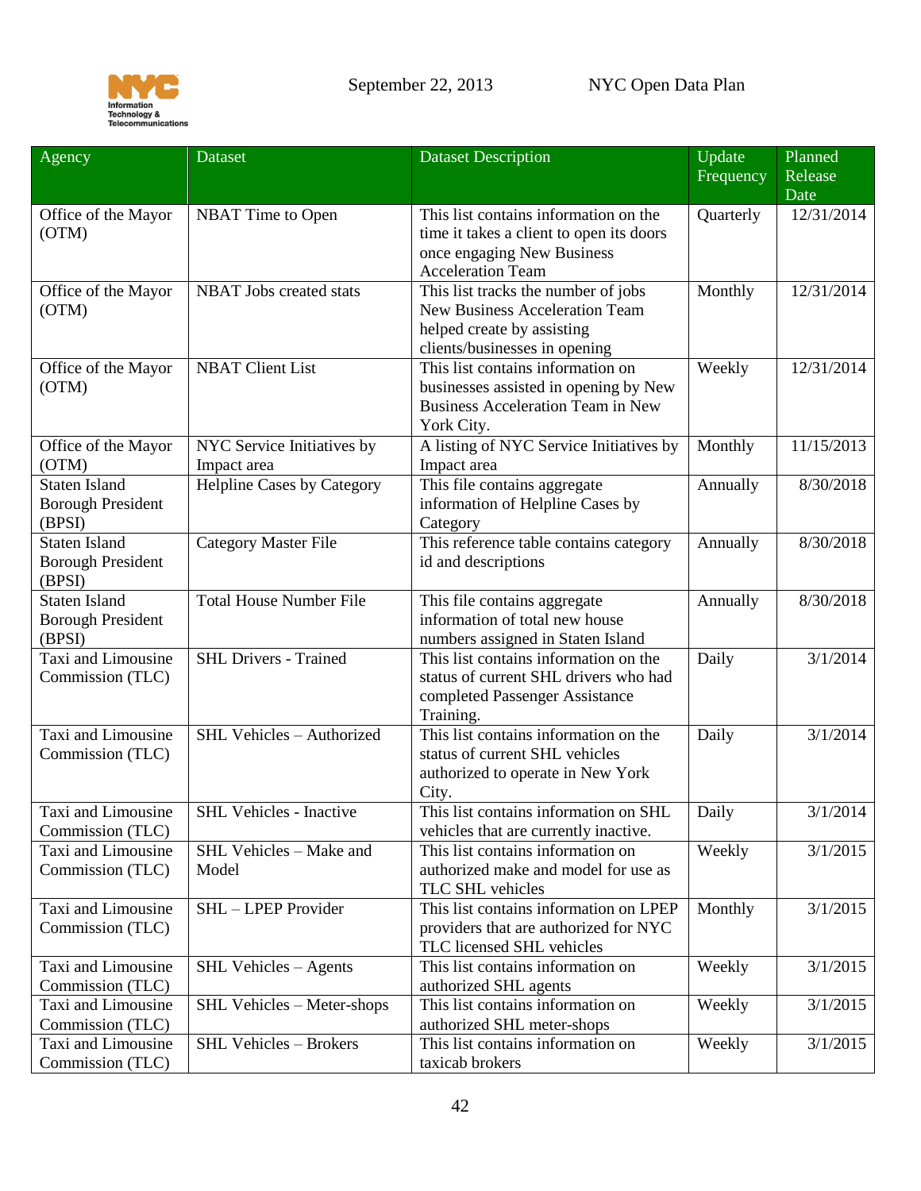| Agency | Dataset | Dataset Description | Update Frequency | Planned Release Date |
|---|---|---|---|---|
| Office of the Mayor (OTM) | NBAT Time to Open | This list contains information on the time it takes a client to open its doors once engaging New Business Acceleration Team | Quarterly | 12/31/2014 |
| Office of the Mayor (OTM) | NBAT Jobs created stats | This list tracks the number of jobs New Business Acceleration Team helped create by assisting clients/businesses in opening | Monthly | 12/31/2014 |
| Office of the Mayor (OTM) | NBAT Client List | This list contains information on businesses assisted in opening by New Business Acceleration Team in New York City. | Weekly | 12/31/2014 |
| Office of the Mayor (OTM) | NYC Service Initiatives by Impact area | A listing of NYC Service Initiatives by Impact area | Monthly | 11/15/2013 |
| Staten Island Borough President (BPSI) | Helpline Cases by Category | This file contains aggregate information of Helpline Cases by Category | Annually | 8/30/2018 |
| Staten Island Borough President (BPSI) | Category Master File | This reference table contains category id and descriptions | Annually | 8/30/2018 |
| Staten Island Borough President (BPSI) | Total House Number File | This file contains aggregate information of total new house numbers assigned in Staten Island | Annually | 8/30/2018 |
| Taxi and Limousine Commission (TLC) | SHL Drivers - Trained | This list contains information on the status of current SHL drivers who had completed Passenger Assistance Training. | Daily | 3/1/2014 |
| Taxi and Limousine Commission (TLC) | SHL Vehicles – Authorized | This list contains information on the status of current SHL vehicles authorized to operate in New York City. | Daily | 3/1/2014 |
| Taxi and Limousine Commission (TLC) | SHL Vehicles - Inactive | This list contains information on SHL vehicles that are currently inactive. | Daily | 3/1/2014 |
| Taxi and Limousine Commission (TLC) | SHL Vehicles – Make and Model | This list contains information on authorized make and model for use as TLC SHL vehicles | Weekly | 3/1/2015 |
| Taxi and Limousine Commission (TLC) | SHL – LPEP Provider | This list contains information on LPEP providers that are authorized for NYC TLC licensed SHL vehicles | Monthly | 3/1/2015 |
| Taxi and Limousine Commission (TLC) | SHL Vehicles – Agents | This list contains information on authorized SHL agents | Weekly | 3/1/2015 |
| Taxi and Limousine Commission (TLC) | SHL Vehicles – Meter-shops | This list contains information on authorized SHL meter-shops | Weekly | 3/1/2015 |
| Taxi and Limousine Commission (TLC) | SHL Vehicles – Brokers | This list contains information on taxicab brokers | Weekly | 3/1/2015 |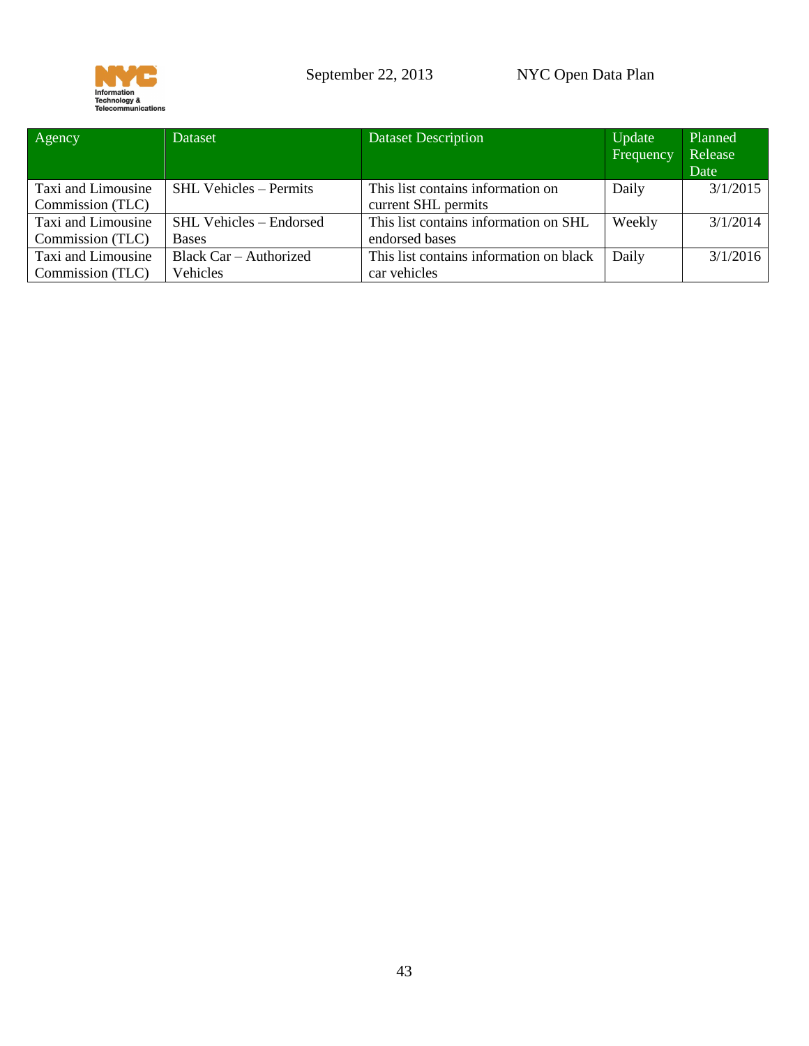| Agency | Dataset | Dataset Description | Update Frequency | Planned Release Date |
|---|---|---|---|---|
| Taxi and Limousine Commission (TLC) | SHL Vehicles – Permits | This list contains information on current SHL permits | Daily | 3/1/2015 |
| Taxi and Limousine Commission (TLC) | SHL Vehicles – Endorsed Bases | This list contains information on SHL endorsed bases | Weekly | 3/1/2014 |
| Taxi and Limousine Commission (TLC) | Black Car – Authorized Vehicles | This list contains information on black car vehicles | Daily | 3/1/2016 |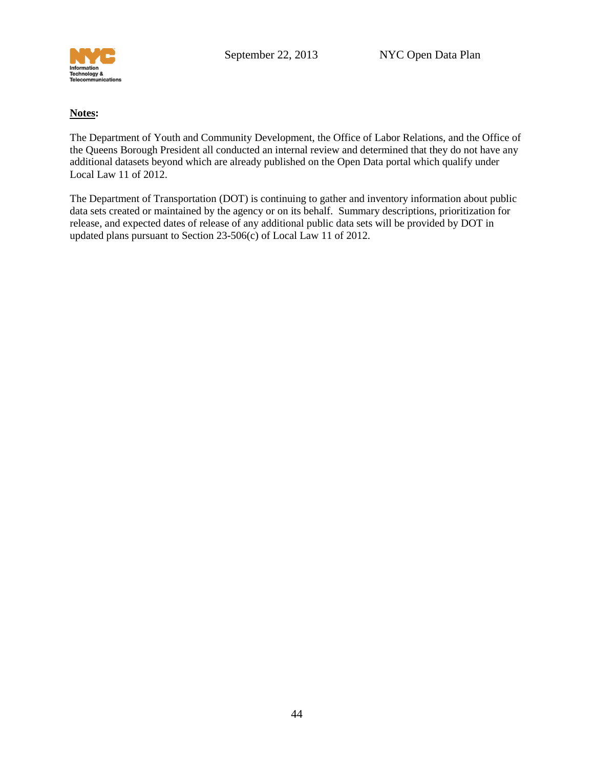**Notes:**

The Department of Youth and Community Development, the Office of Labor Relations, and the Office of the Queens Borough President all conducted an internal review and determined that they do not have any additional datasets beyond which are already published on the Open Data portal which qualify under Local Law 11 of 2012.

The Department of Transportation (DOT) is continuing to gather and inventory information about public data sets created or maintained by the agency or on its behalf. Summary descriptions, prioritization for release, and expected dates of release of any additional public data sets will be provided by DOT in updated plans pursuant to Section 23-506(c) of Local Law 11 of 2012.